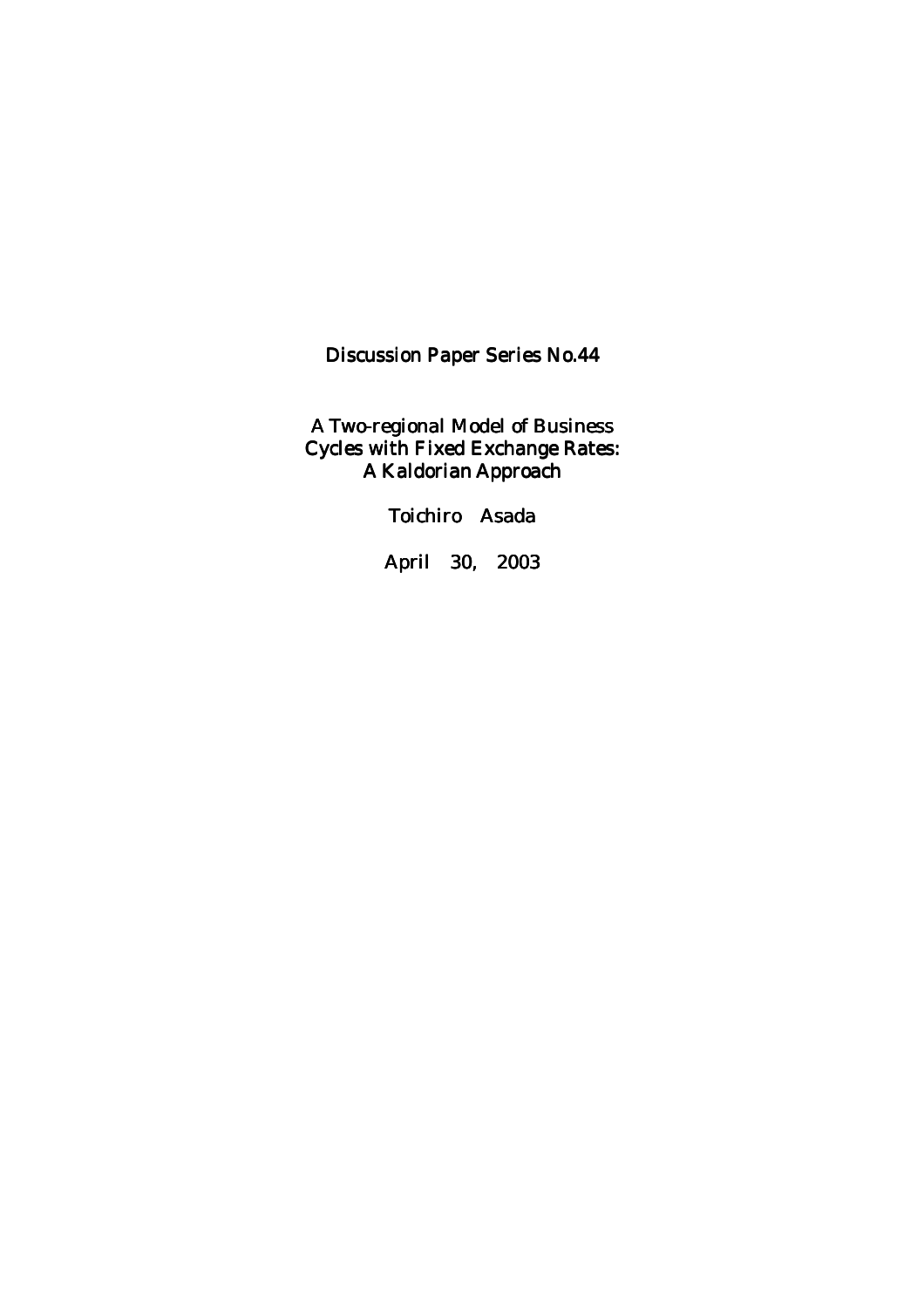Discussion Paper Series No.44

# A Two-regional Model of Business Cycles with Fixed Exchange Rates: A Kaldorian Approach

Toichiro Asada

April 30, 2003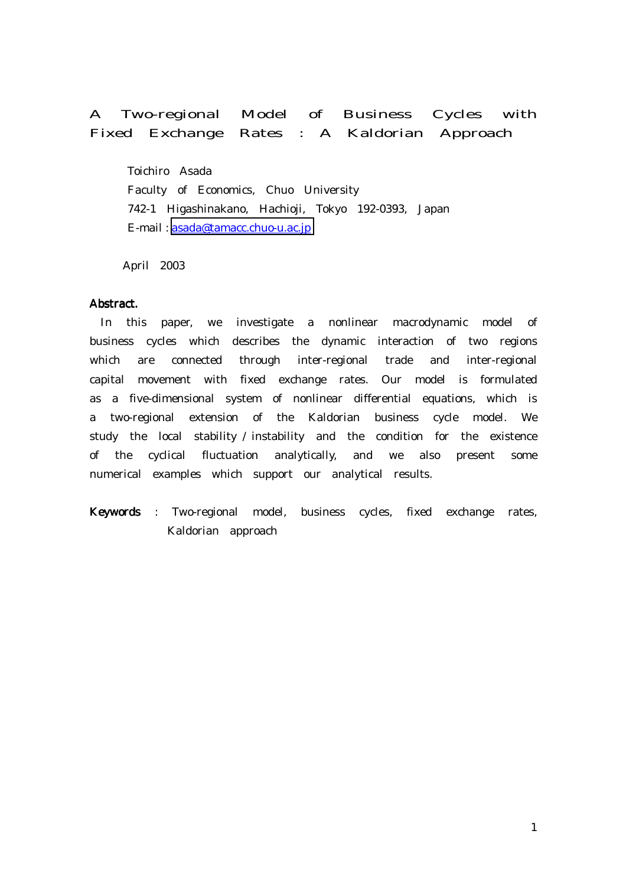# A Two-regional Model of Business Cycles with Fixed Exchange Rates : A Kaldorian Approach

Toichiro Asada
Faculty of Economics, Chuo University
742-1 Higashinakano, Hachioji, Tokyo 192-0393, Japan
E-mail : asada@tamacc.chuo-u.ac.jp

April 2003

**Abstract.**

In this paper, we investigate a nonlinear macrodynamic model of business cycles which describes the dynamic interaction of two regions which are connected through inter-regional trade and inter-regional capital movement with fixed exchange rates. Our model is formulated as a five-dimensional system of nonlinear differential equations, which is a two-regional extension of the Kaldorian business cycle model. We study the local stability / instability and the condition for the existence of the cyclical fluctuation analytically, and we also present some numerical examples which support our analytical results.

**Keywords** : Two-regional model, business cycles, fixed exchange rates, Kaldorian approach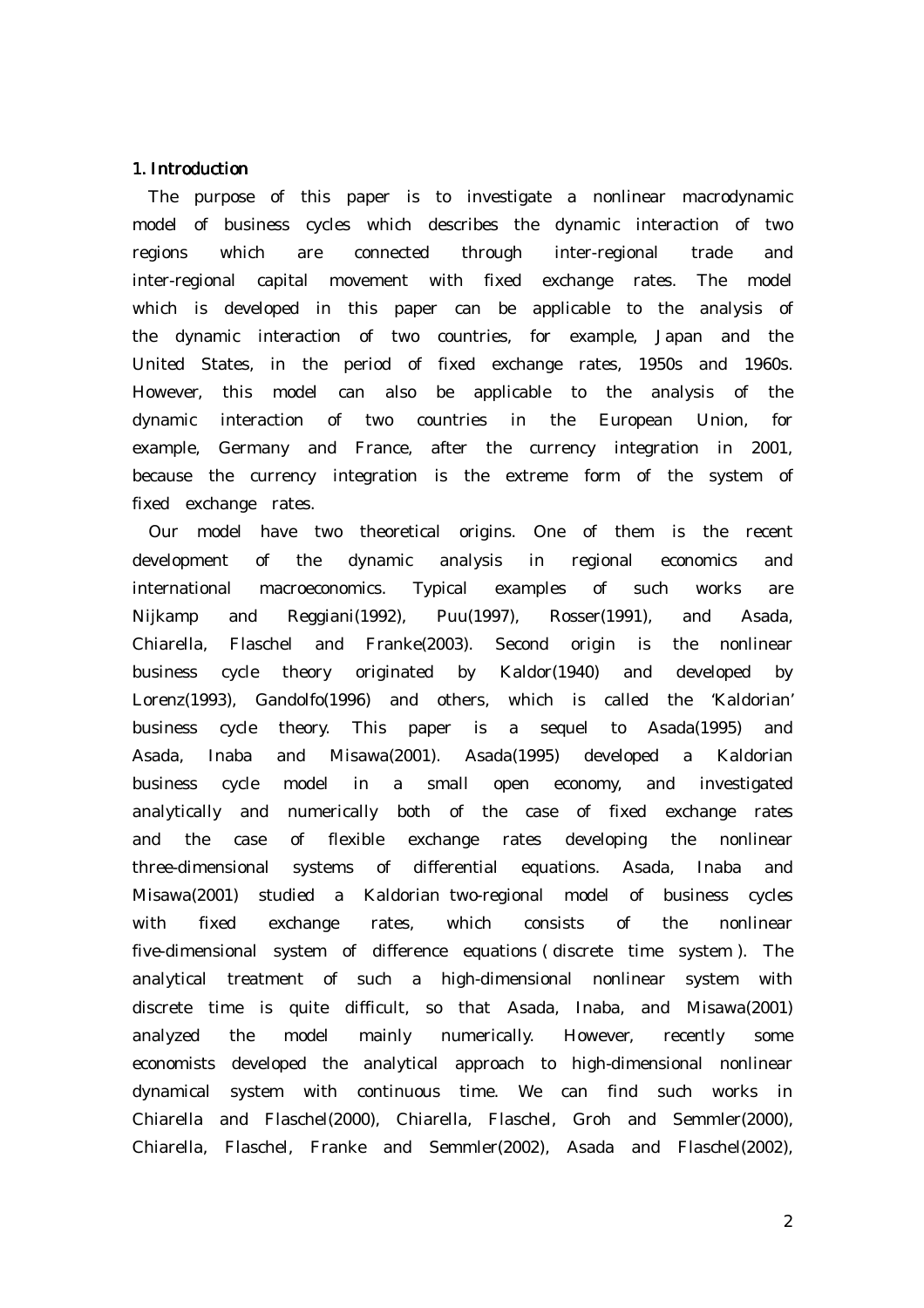## 1. Introduction

The purpose of this paper is to investigate a nonlinear macrodynamic model of business cycles which describes the dynamic interaction of two regions which are connected through inter-regional trade and inter-regional capital movement with fixed exchange rates. The model which is developed in this paper can be applicable to the analysis of the dynamic interaction of two countries, for example, Japan and the United States, in the period of fixed exchange rates, 1950s and 1960s. However, this model can also be applicable to the analysis of the dynamic interaction of two countries in the European Union, for example, Germany and France, after the currency integration in 2001, because the currency integration is the extreme form of the system of fixed exchange rates.

Our model have two theoretical origins. One of them is the recent development of the dynamic analysis in regional economics and international macroeconomics. Typical examples of such works are Nijkamp and Reggiani(1992), Puu(1997), Rosser(1991), and Asada, Chiarella, Flaschel and Franke(2003). Second origin is the nonlinear business cycle theory originated by Kaldor(1940) and developed by Lorenz(1993), Gandolfo(1996) and others, which is called the 'Kaldorian' business cycle theory. This paper is a sequel to Asada(1995) and Asada, Inaba and Misawa(2001). Asada(1995) developed a Kaldorian business cycle model in a small open economy, and investigated analytically and numerically both of the case of fixed exchange rates and the case of flexible exchange rates developing the nonlinear three-dimensional systems of differential equations. Asada, Inaba and Misawa(2001) studied a Kaldorian two-regional model of business cycles with fixed exchange rates, which consists of the nonlinear five-dimensional system of difference equations ( discrete time system ). The analytical treatment of such a high-dimensional nonlinear system with discrete time is quite difficult, so that Asada, Inaba, and Misawa(2001) analyzed the model mainly numerically. However, recently some economists developed the analytical approach to high-dimensional nonlinear dynamical system with continuous time. We can find such works in Chiarella and Flaschel(2000), Chiarella, Flaschel, Groh and Semmler(2000), Chiarella, Flaschel, Franke and Semmler(2002), Asada and Flaschel(2002),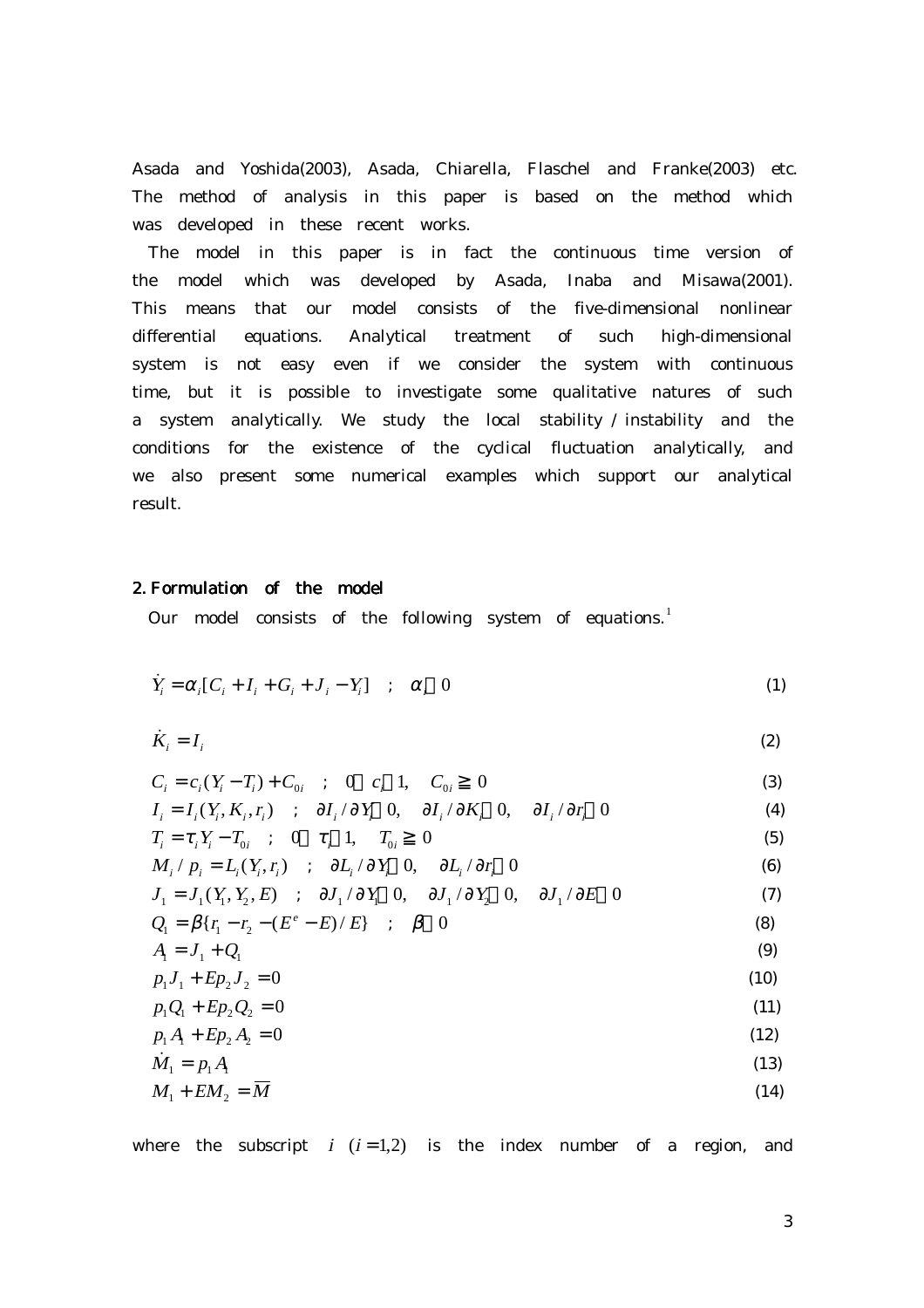Asada and Yoshida(2003), Asada, Chiarella, Flaschel and Franke(2003) etc. The method of analysis in this paper is based on the method which was developed in these recent works.

The model in this paper is in fact the continuous time version of the model which was developed by Asada, Inaba and Misawa(2001). This means that our model consists of the five-dimensional nonlinear differential equations. Analytical treatment of such high-dimensional system is not easy even if we consider the system with continuous time, but it is possible to investigate some qualitative natures of such a system analytically. We study the local stability / instability and the conditions for the existence of the cyclical fluctuation analytically, and we also present some numerical examples which support our analytical result.

## 2. Formulation of the model

Our model consists of the following system of equations.[1]

$$\dot{Y}_i = \alpha_i [C_i + I_i + G_i + J_i - Y_i] \quad ; \quad \alpha_i > 0 \tag{1}$$

$$\dot{K}_i = I_i \tag{2}$$

$$C_i = c_i (Y_i - T_i) + C_{0i} \quad ; \quad 0 < c_i < 1, \quad C_{0i} \geqq 0 \tag{3}$$

$$I_i = I_i (Y_i, K_i, r_i) \quad ; \quad \partial I_i / \partial Y_i > 0, \quad \partial I_i / \partial K_i < 0, \quad \partial I_i / \partial r_i < 0 \tag{4}$$

$$T_i = \tau_i Y_i - T_{0i} \quad ; \quad 0 < \tau_i < 1, \quad T_{0i} \geqq 0 \tag{5}$$

$$M_i / p_i = L_i (Y_i, r_i) \quad ; \quad \partial L_i / \partial Y_i > 0, \quad \partial L_i / \partial r_i < 0 \tag{6}$$

$$J_1 = J_1 (Y_1, Y_2, E) \quad ; \quad \partial J_1 / \partial Y_1 < 0, \quad \partial J_1 / \partial Y_2 > 0, \quad \partial J_1 / \partial E > 0 \tag{7}$$

$$Q_1 = \beta \{ r_1 - r_2 - (E^e - E)/E \} \quad ; \quad \beta > 0 \tag{8}$$

$$A_1 = J_1 + Q_1 \tag{9}$$

$$p_1 J_1 + E p_2 J_2 = 0 \tag{10}$$

$$p_1 Q_1 + E p_2 Q_2 = 0 \tag{11}$$

$$p_1 A_1 + E p_2 A_2 = 0 \tag{12}$$

$$\dot{M}_1 = p_1 A_1 \tag{13}$$

$$M_1 + E M_2 = \overline{M} \tag{14}$$

where the subscript $i$ $(i = 1,2)$ is the index number of a region, and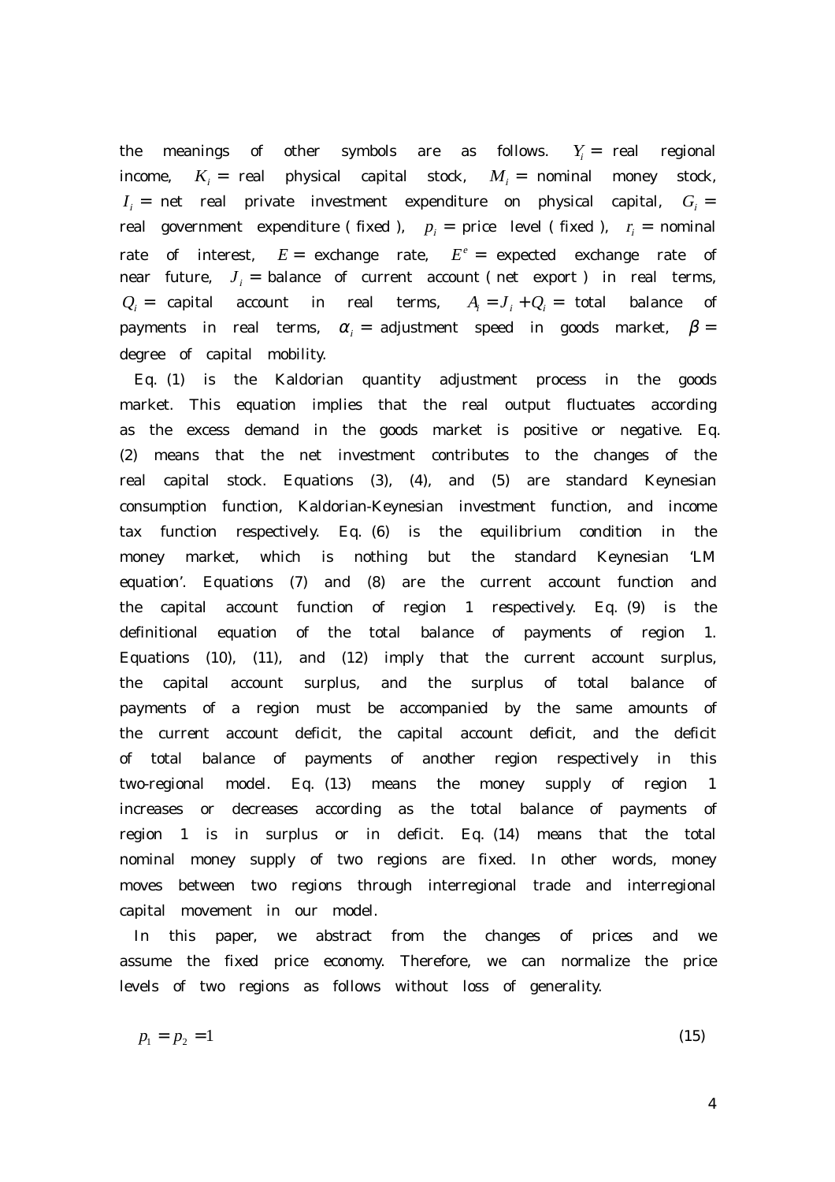the meanings of other symbols are as follows. $Y_i$ = real regional income, $K_i$ = real physical capital stock, $M_i$ = nominal money stock, $I_i$ = net real private investment expenditure on physical capital, $G_i$ = real government expenditure ( fixed ), $p_i$ = price level ( fixed ), $r_i$ = nominal rate of interest, $E$ = exchange rate, $E^e$ = expected exchange rate of near future, $J_i$ = balance of current account ( net export ) in real terms, $Q_i$ = capital account in real terms, $A_i = J_i + Q_i$ = total balance of payments in real terms, $\alpha_i$ = adjustment speed in goods market, $\beta$ = degree of capital mobility.

Eq. (1) is the Kaldorian quantity adjustment process in the goods market. This equation implies that the real output fluctuates according as the excess demand in the goods market is positive or negative. Eq. (2) means that the net investment contributes to the changes of the real capital stock. Equations (3), (4), and (5) are standard Keynesian consumption function, Kaldorian-Keynesian investment function, and income tax function respectively. Eq. (6) is the equilibrium condition in the money market, which is nothing but the standard Keynesian 'LM equation'. Equations (7) and (8) are the current account function and the capital account function of region 1 respectively. Eq. (9) is the definitional equation of the total balance of payments of region 1. Equations (10), (11), and (12) imply that the current account surplus, the capital account surplus, and the surplus of total balance of payments of a region must be accompanied by the same amounts of the current account deficit, the capital account deficit, and the deficit of total balance of payments of another region respectively in this two-regional model. Eq. (13) means the money supply of region 1 increases or decreases according as the total balance of payments of region 1 is in surplus or in deficit. Eq. (14) means that the total nominal money supply of two regions are fixed. In other words, money moves between two regions through interregional trade and interregional capital movement in our model.

In this paper, we abstract from the changes of prices and we assume the fixed price economy. Therefore, we can normalize the price levels of two regions as follows without loss of generality.

$$p_1 = p_2 = 1 \tag{15}$$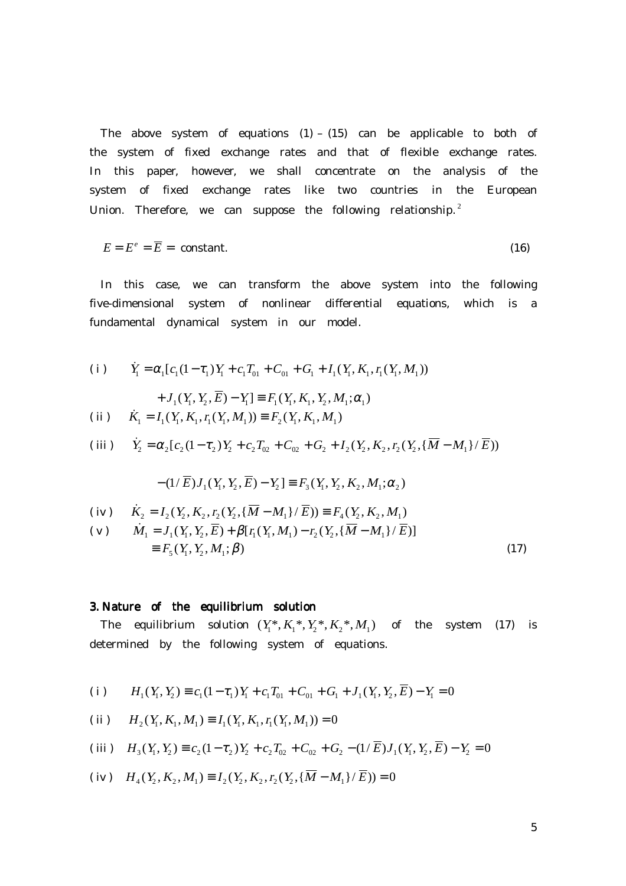The above system of equations (1) – (15) can be applicable to both of the system of fixed exchange rates and that of flexible exchange rates. In this paper, however, we shall concentrate on the analysis of the system of fixed exchange rates like two countries in the European Union. Therefore, we can suppose the following relationship.[2]

$$E = E^e = \overline{E} = \text{constant.} \tag{16}$$

In this case, we can transform the above system into the following five-dimensional system of nonlinear differential equations, which is a fundamental dynamical system in our model.

$$
\begin{aligned}
&\text{(i)} \quad \dot{Y}_1 = \alpha_1[c_1(1-\tau_1)Y_1 + c_1 T_{01} + C_{01} + G_1 + I_1(Y_1, K_1, r_1(Y_1, M_1)) \\
&\qquad\qquad + J_1(Y_1, Y_2, \overline{E}) - Y_1] \equiv F_1(Y_1, K_1, Y_2, M_1; \alpha_1) \\
&\text{(ii)} \quad \dot{K}_1 = I_1(Y_1, K_1, r_1(Y_1, M_1)) \equiv F_2(Y_1, K_1, M_1) \\
&\text{(iii)} \quad \dot{Y}_2 = \alpha_2[c_2(1-\tau_2)Y_2 + c_2 T_{02} + C_{02} + G_2 + I_2(Y_2, K_2, r_2(Y_2, \{\overline{M} - M_1\}/\overline{E})) \\
&\qquad\qquad - (1/\overline{E})J_1(Y_1, Y_2, \overline{E}) - Y_2] \equiv F_3(Y_1, Y_2, K_2, M_1; \alpha_2) \\
&\text{(iv)} \quad \dot{K}_2 = I_2(Y_2, K_2, r_2(Y_2, \{\overline{M} - M_1\}/\overline{E})) \equiv F_4(Y_2, K_2, M_1) \\
&\text{(v)} \quad \dot{M}_1 = J_1(Y_1, Y_2, \overline{E}) + \beta[r_1(Y_1, M_1) - r_2(Y_2, \{\overline{M} - M_1\}/\overline{E})] \\
&\qquad\qquad \equiv F_5(Y_1, Y_2, M_1; \beta)
\end{aligned} \tag{17}
$$

### 3. Nature of the equilibrium solution

The equilibrium solution $(Y_1^*, K_1^*, Y_2^*, K_2^*, M_1)$ of the system (17) is determined by the following system of equations.

$$
\begin{aligned}
&\text{(i)} \quad H_1(Y_1, Y_2) \equiv c_1(1-\tau_1)Y_1 + c_1 T_{01} + C_{01} + G_1 + J_1(Y_1, Y_2, \overline{E}) - Y_1 = 0 \\
&\text{(ii)} \quad H_2(Y_1, K_1, M_1) \equiv I_1(Y_1, K_1, r_1(Y_1, M_1)) = 0 \\
&\text{(iii)} \quad H_3(Y_1, Y_2) \equiv c_2(1-\tau_2)Y_2 + c_2 T_{02} + C_{02} + G_2 - (1/\overline{E})J_1(Y_1, Y_2, \overline{E}) - Y_2 = 0 \\
&\text{(iv)} \quad H_4(Y_2, K_2, M_1) \equiv I_2(Y_2, K_2, r_2(Y_2, \{\overline{M} - M_1\}/\overline{E})) = 0
\end{aligned}
$$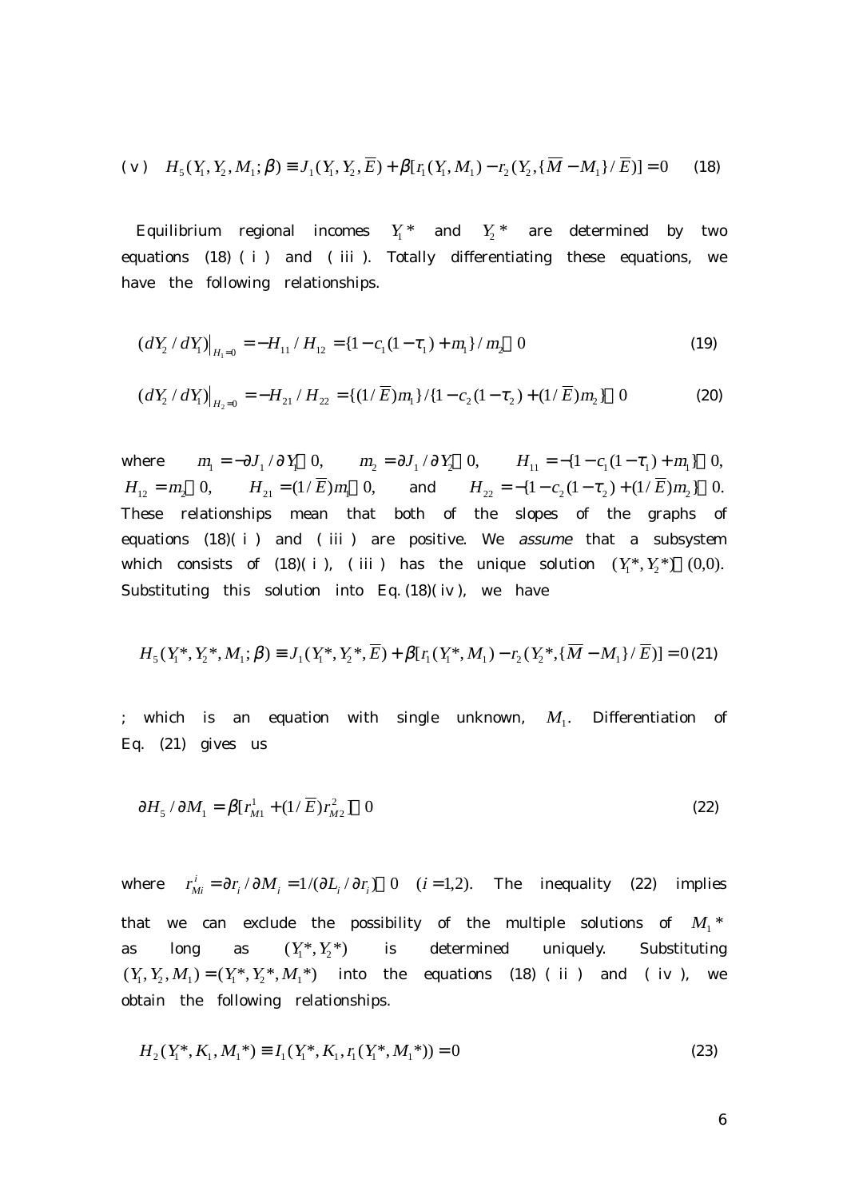(v) $H_5(Y_1, Y_2, M_1; \beta) \equiv J_1(Y_1, Y_2, \overline{E}) + \beta[r_1(Y_1, M_1) - r_2(Y_2, \{\overline{M} - M_1\}/\overline{E})] = 0$ (18)

Equilibrium regional incomes $Y_1^*$ and $Y_2^*$ are determined by two equations (18) (i) and (iii). Totally differentiating these equations, we have the following relationships.

$$(dY_2/dY_1)\big|_{H_1=0} = -H_{11}/H_{12} = \{1 - c_1(1-\tau_1) + m_1\}/m_2 > 0 \tag{19}$$

$$(dY_2/dY_1)\big|_{H_2=0} = -H_{21}/H_{22} = \{(1/\overline{E})m_1\}/\{1 - c_2(1-\tau_2) + (1/\overline{E})m_2\} > 0 \tag{20}$$

where $m_1 = -\partial J_1/\partial Y_1 > 0$, $m_2 = \partial J_1/\partial Y_2 > 0$, $H_{11} = -\{1 - c_1(1-\tau_1) + m_1\} < 0$, $H_{12} = m_2 > 0$, $H_{21} = (1/\overline{E})m_1 > 0$, and $H_{22} = -\{1 - c_2(1-\tau_2) + (1/\overline{E})m_2\} < 0$. These relationships mean that both of the slopes of the graphs of equations (18)(i) and (iii) are positive. We *assume* that a subsystem which consists of (18)(i), (iii) has the unique solution $(Y_1^*, Y_2^*) > (0,0)$. Substituting this solution into Eq. (18)(iv), we have

$$H_5(Y_1^*, Y_2^*, M_1; \beta) \equiv J_1(Y_1^*, Y_2^*, \overline{E}) + \beta[r_1(Y_1^*, M_1) - r_2(Y_2^*, \{\overline{M} - M_1\}/\overline{E})] = 0 \tag{21}$$

; which is an equation with single unknown, $M_1$. Differentiation of Eq. (21) gives us

$$\partial H_5/\partial M_1 = \beta[r_{M1}^1 + (1/\overline{E})r_{M2}^2] < 0 \tag{22}$$

where $r_{Mi}^i = \partial r_i/\partial M_i = 1/(\partial L_i/\partial r_i) < 0 \quad (i = 1,2)$. The inequality (22) implies that we can exclude the possibility of the multiple solutions of $M_1^*$ as long as $(Y_1^*, Y_2^*)$ is determined uniquely. Substituting $(Y_1, Y_2, M_1) = (Y_1^*, Y_2^*, M_1^*)$ into the equations (18) (ii) and (iv), we obtain the following relationships.

$$H_2(Y_1^*, K_1, M_1^*) \equiv I_1(Y_1^*, K_1, r_1(Y_1^*, M_1^*)) = 0 \tag{23}$$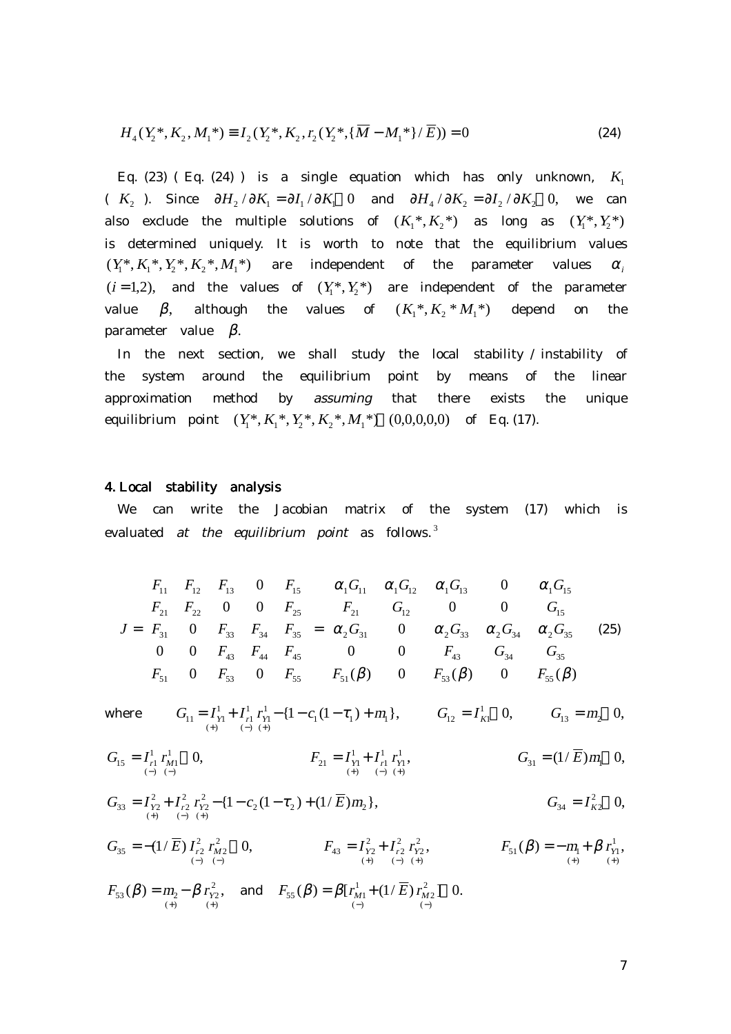$$H_4(Y_2^*, K_2, M_1^*) \equiv I_2(Y_2^*, K_2, r_2(Y_2^*, \{\overline{M} - M_1^*\}/\overline{E})) = 0 \tag{24}$$

Eq. (23) ( Eq. (24) ) is a single equation which has only unknown, $K_1$ ( $K_2$ ). Since $\partial H_2 / \partial K_1 = \partial I_1 / \partial K_1 < 0$ and $\partial H_4 / \partial K_2 = \partial I_2 / \partial K_2 < 0$, we can also exclude the multiple solutions of $(K_1^*, K_2^*)$ as long as $(Y_1^*, Y_2^*)$ is determined uniquely. It is worth to note that the equilibrium values $(Y_1^*, K_1^*, Y_2^*, K_2^*, M_1^*)$ are independent of the parameter values $\alpha_i$ $(i = 1,2)$, and the values of $(Y_1^*, Y_2^*)$ are independent of the parameter value $\beta$, although the values of $(K_1^*, K_2^* M_1^*)$ depend on the parameter value $\beta$.

In the next section, we shall study the local stability / instability of the system around the equilibrium point by means of the linear approximation method by *assuming* that there exists the unique equilibrium point $(Y_1^*, K_1^*, Y_2^*, K_2^*, M_1^*) > (0,0,0,0,0)$ of Eq. (17).

## 4. Local stability analysis

We can write the Jacobian matrix of the system (17) which is evaluated *at the equilibrium point* as follows.[3]

$$J = \begin{bmatrix} F_{11} & F_{12} & F_{13} & 0 & F_{15} \\ F_{21} & F_{22} & 0 & 0 & F_{25} \\ F_{31} & 0 & F_{33} & F_{34} & F_{35} \\ 0 & 0 & F_{43} & F_{44} & F_{45} \\ F_{51} & 0 & F_{53} & 0 & F_{55} \end{bmatrix} = \begin{bmatrix} \alpha_1 G_{11} & \alpha_1 G_{12} & \alpha_1 G_{13} & 0 & \alpha_1 G_{15} \\ F_{21} & G_{12} & 0 & 0 & G_{15} \\ \alpha_2 G_{31} & 0 & \alpha_2 G_{33} & \alpha_2 G_{34} & \alpha_2 G_{35} \\ 0 & 0 & F_{43} & G_{34} & G_{35} \\ F_{51}(\beta) & 0 & F_{53}(\beta) & 0 & F_{55}(\beta) \end{bmatrix} \tag{25}$$

where $G_{11} = \underset{(+)}{I^1_{Y1}} + \underset{(-)}{I^1_{r1}} \underset{(+)}{r^1_{Y1}} - \{1 - c_1(1-\tau_1) + m_1\}$, $\quad G_{12} = I^1_{K1} < 0$, $\quad G_{13} = m_2 > 0$,

$G_{15} = \underset{(-)}{I^1_{r1}} \underset{(-)}{r^1_{M1}} > 0$, $\quad F_{21} = \underset{(+)}{I^1_{Y1}} + \underset{(-)}{I^1_{r1}} \underset{(+)}{r^1_{Y1}}$, $\quad G_{31} = (1/\overline{E}) m_1 > 0$,

$G_{33} = \underset{(+)}{I^2_{Y2}} + \underset{(-)}{I^2_{r2}} \underset{(+)}{r^2_{Y2}} - \{1 - c_2(1-\tau_2) + (1/\overline{E}) m_2\}$, $\quad G_{34} = I^2_{K2} < 0$,

$G_{35} = -(1/\overline{E}) \underset{(-)}{I^2_{r2}} \underset{(-)}{r^2_{M2}} < 0$, $\quad F_{43} = \underset{(+)}{I^2_{Y2}} + \underset{(-)}{I^2_{r2}} \underset{(+)}{r^2_{Y2}}$, $\quad F_{51}(\beta) = -\underset{(+)}{m_1} + \beta \underset{(+)}{r^1_{Y1}}$,

$F_{53}(\beta) = \underset{(+)}{m_2} - \beta \underset{(+)}{r^2_{Y2}}$, and $F_{55}(\beta) = \beta[\underset{(-)}{r^1_{M1}} + (1/\overline{E}) \underset{(-)}{r^2_{M2}}] < 0$.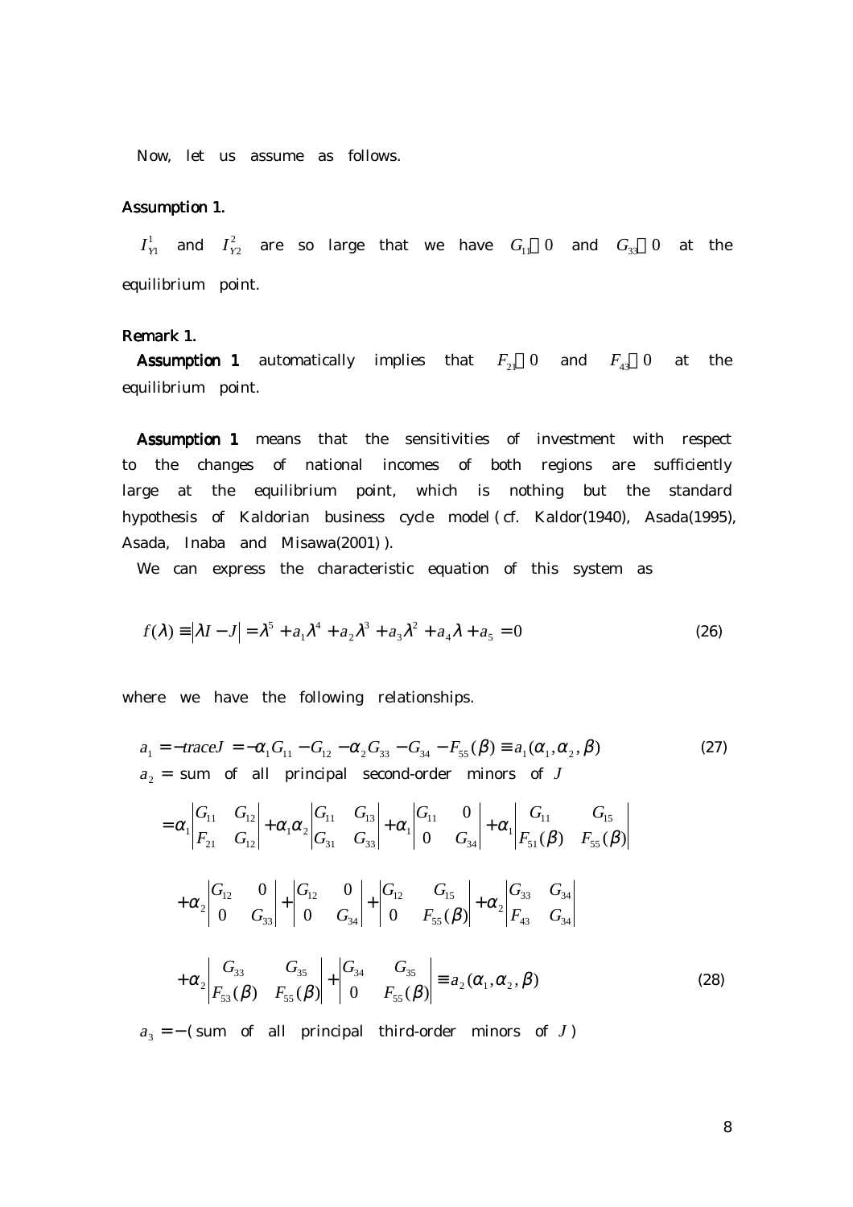Now, let us assume as follows.

**Assumption 1.**

$I_{Y1}^{1}$ and $I_{Y2}^{2}$ are so large that we have $G_{11} > 0$ and $G_{33} > 0$ at the equilibrium point.

**Remark 1.**

**Assumption 1** automatically implies that $F_{21} > 0$ and $F_{43} > 0$ at the equilibrium point.

**Assumption 1** means that the sensitivities of investment with respect to the changes of national incomes of both regions are sufficiently large at the equilibrium point, which is nothing but the standard hypothesis of Kaldorian business cycle model (cf. Kaldor(1940), Asada(1995), Asada, Inaba and Misawa(2001)).

We can express the characteristic equation of this system as

$$f(\lambda) \equiv |\lambda I - J| = \lambda^5 + a_1\lambda^4 + a_2\lambda^3 + a_3\lambda^2 + a_4\lambda + a_5 = 0 \tag{26}$$

where we have the following relationships.

$$a_1 = -traceJ = -\alpha_1 G_{11} - G_{12} - \alpha_2 G_{33} - G_{34} - F_{55}(\beta) \equiv a_1(\alpha_1, \alpha_2, \beta) \tag{27}$$

$a_2$ = sum of all principal second-order minors of $J$

$$\begin{aligned}
&= \alpha_1 \begin{vmatrix} G_{11} & G_{12} \\ F_{21} & G_{12} \end{vmatrix} + \alpha_1\alpha_2 \begin{vmatrix} G_{11} & G_{13} \\ G_{31} & G_{33} \end{vmatrix} + \alpha_1 \begin{vmatrix} G_{11} & 0 \\ 0 & G_{34} \end{vmatrix} + \alpha_1 \begin{vmatrix} G_{11} & G_{15} \\ F_{51}(\beta) & F_{55}(\beta) \end{vmatrix} \\
&+ \alpha_2 \begin{vmatrix} G_{12} & 0 \\ 0 & G_{33} \end{vmatrix} + \begin{vmatrix} G_{12} & 0 \\ 0 & G_{34} \end{vmatrix} + \begin{vmatrix} G_{12} & G_{15} \\ 0 & F_{55}(\beta) \end{vmatrix} + \alpha_2 \begin{vmatrix} G_{33} & G_{34} \\ F_{43} & G_{34} \end{vmatrix} \\
&+ \alpha_2 \begin{vmatrix} G_{33} & G_{35} \\ F_{53}(\beta) & F_{55}(\beta) \end{vmatrix} + \begin{vmatrix} G_{34} & G_{35} \\ 0 & F_{55}(\beta) \end{vmatrix} \equiv a_2(\alpha_1, \alpha_2, \beta)
\end{aligned} \tag{28}$$

$a_3 = -$(sum of all principal third-order minors of $J$)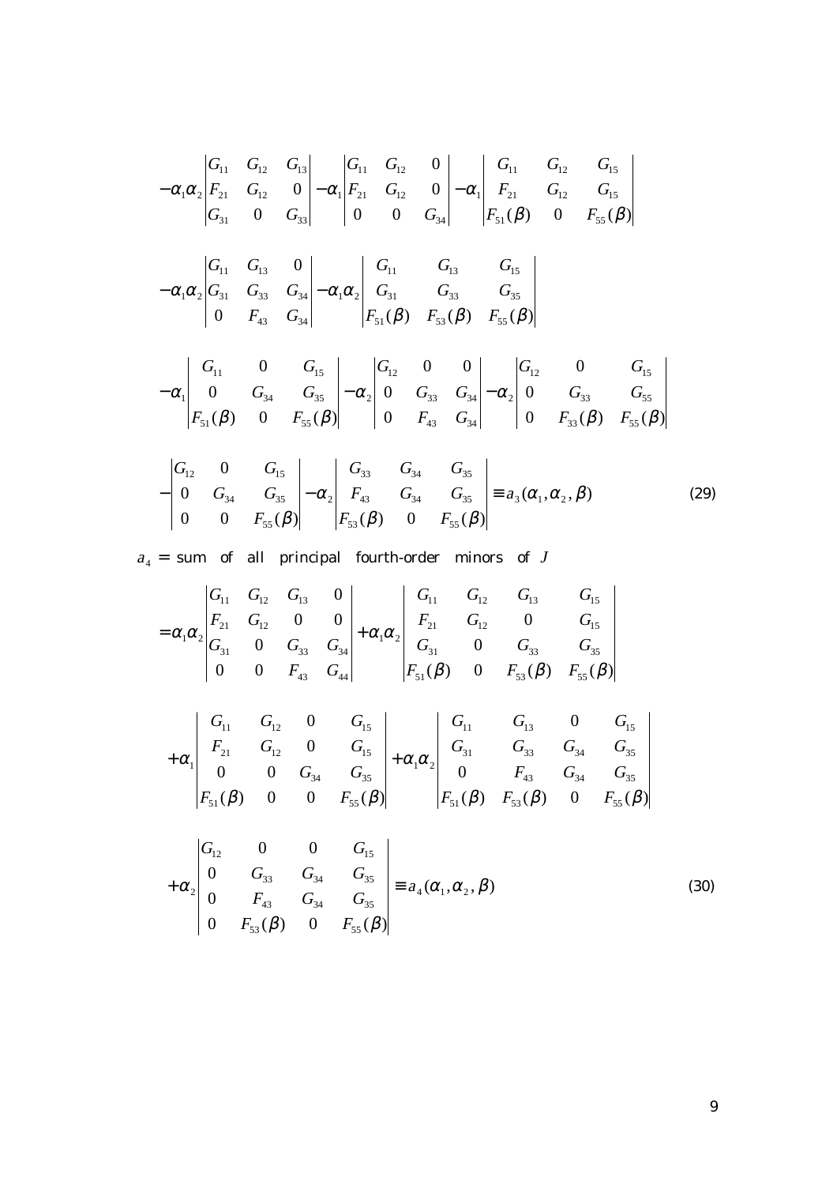$$
-\alpha_1\alpha_2\begin{vmatrix} G_{11} & G_{12} & G_{13} \\ F_{21} & G_{12} & 0 \\ G_{31} & 0 & G_{33} \end{vmatrix} - \alpha_1\begin{vmatrix} G_{11} & G_{12} & 0 \\ F_{21} & G_{12} & 0 \\ 0 & 0 & G_{34} \end{vmatrix} - \alpha_1\begin{vmatrix} G_{11} & G_{12} & G_{15} \\ F_{21} & G_{12} & G_{15} \\ F_{51}(\beta) & 0 & F_{55}(\beta) \end{vmatrix}
$$

$$
-\alpha_1\alpha_2\begin{vmatrix} G_{11} & G_{13} & 0 \\ G_{31} & G_{33} & G_{34} \\ 0 & F_{43} & G_{34} \end{vmatrix} - \alpha_1\alpha_2\begin{vmatrix} G_{11} & G_{13} & G_{15} \\ G_{31} & G_{33} & G_{35} \\ F_{51}(\beta) & F_{53}(\beta) & F_{55}(\beta) \end{vmatrix}
$$

$$
-\alpha_1\begin{vmatrix} G_{11} & 0 & G_{15} \\ 0 & G_{34} & G_{35} \\ F_{51}(\beta) & 0 & F_{55}(\beta) \end{vmatrix} - \alpha_2\begin{vmatrix} G_{12} & 0 & 0 \\ 0 & G_{33} & G_{34} \\ 0 & F_{43} & G_{34} \end{vmatrix} - \alpha_2\begin{vmatrix} G_{12} & 0 & G_{15} \\ 0 & G_{33} & G_{55} \\ 0 & F_{33}(\beta) & F_{55}(\beta) \end{vmatrix}
$$

$$
-\begin{vmatrix} G_{12} & 0 & G_{15} \\ 0 & G_{34} & G_{35} \\ 0 & 0 & F_{55}(\beta) \end{vmatrix} - \alpha_2\begin{vmatrix} G_{33} & G_{34} & G_{35} \\ F_{43} & G_{34} & G_{35} \\ F_{53}(\beta) & 0 & F_{55}(\beta) \end{vmatrix} \equiv a_3(\alpha_1,\alpha_2,\beta) \qquad (29)
$$

$a_4$ = sum of all principal fourth-order minors of $J$

$$
=\alpha_1\alpha_2\begin{vmatrix} G_{11} & G_{12} & G_{13} & 0 \\ F_{21} & G_{12} & 0 & 0 \\ G_{31} & 0 & G_{33} & G_{34} \\ 0 & 0 & F_{43} & G_{44} \end{vmatrix} + \alpha_1\alpha_2\begin{vmatrix} G_{11} & G_{12} & G_{13} & G_{15} \\ F_{21} & G_{12} & 0 & G_{15} \\ G_{31} & 0 & G_{33} & G_{35} \\ F_{51}(\beta) & 0 & F_{53}(\beta) & F_{55}(\beta) \end{vmatrix}
$$

$$
+\alpha_1\begin{vmatrix} G_{11} & G_{12} & 0 & G_{15} \\ F_{21} & G_{12} & 0 & G_{15} \\ 0 & 0 & G_{34} & G_{35} \\ F_{51}(\beta) & 0 & 0 & F_{55}(\beta) \end{vmatrix} + \alpha_1\alpha_2\begin{vmatrix} G_{11} & G_{13} & 0 & G_{15} \\ G_{31} & G_{33} & G_{34} & G_{35} \\ 0 & F_{43} & G_{34} & G_{35} \\ F_{51}(\beta) & F_{53}(\beta) & 0 & F_{55}(\beta) \end{vmatrix}
$$

$$
+\alpha_2\begin{vmatrix} G_{12} & 0 & 0 & G_{15} \\ 0 & G_{33} & G_{34} & G_{35} \\ 0 & F_{43} & G_{34} & G_{35} \\ 0 & F_{53}(\beta) & 0 & F_{55}(\beta) \end{vmatrix} \equiv a_4(\alpha_1,\alpha_2,\beta) \qquad (30)
$$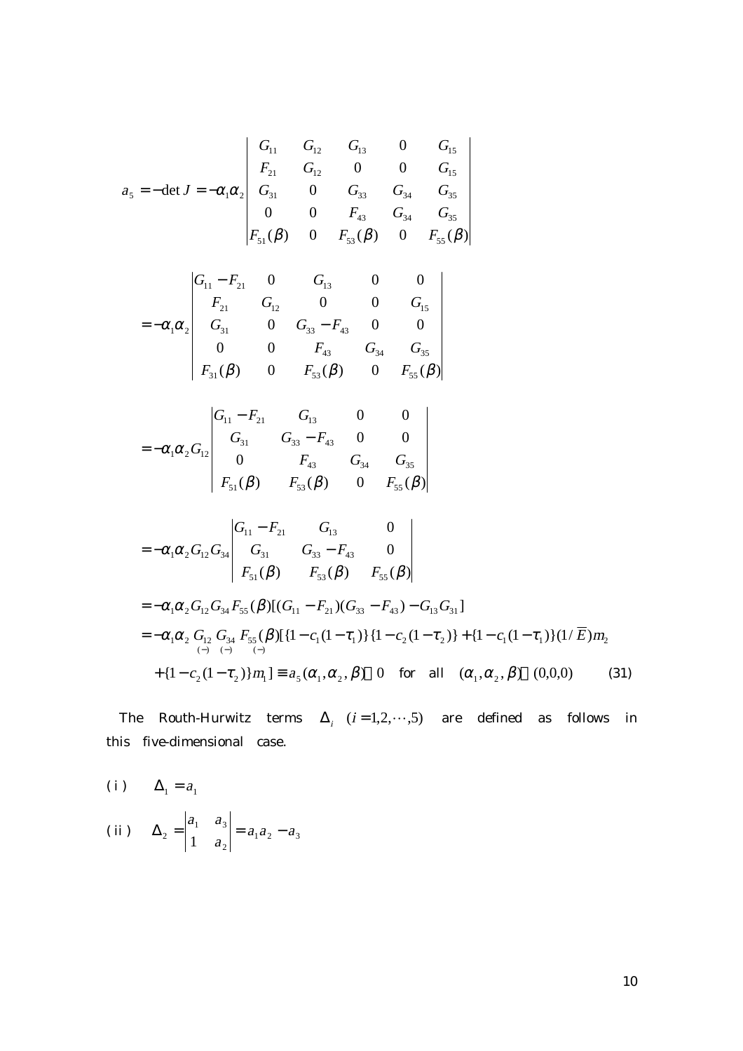$$
a_5 = -\det J = -\alpha_1\alpha_2 \begin{vmatrix} G_{11} & G_{12} & G_{13} & 0 & G_{15} \\ F_{21} & G_{12} & 0 & 0 & G_{15} \\ G_{31} & 0 & G_{33} & G_{34} & G_{35} \\ 0 & 0 & F_{43} & G_{34} & G_{35} \\ F_{51}(\beta) & 0 & F_{53}(\beta) & 0 & F_{55}(\beta) \end{vmatrix}
$$

$$
= -\alpha_1\alpha_2 \begin{vmatrix} G_{11}-F_{21} & 0 & G_{13} & 0 & 0 \\ F_{21} & G_{12} & 0 & 0 & G_{15} \\ G_{31} & 0 & G_{33}-F_{43} & 0 & 0 \\ 0 & 0 & F_{43} & G_{34} & G_{35} \\ F_{31}(\beta) & 0 & F_{53}(\beta) & 0 & F_{55}(\beta) \end{vmatrix}
$$

$$
= -\alpha_1\alpha_2 G_{12} \begin{vmatrix} G_{11}-F_{21} & G_{13} & 0 & 0 \\ G_{31} & G_{33}-F_{43} & 0 & 0 \\ 0 & F_{43} & G_{34} & G_{35} \\ F_{51}(\beta) & F_{53}(\beta) & 0 & F_{55}(\beta) \end{vmatrix}
$$

$$
= -\alpha_1\alpha_2 G_{12} G_{34} \begin{vmatrix} G_{11}-F_{21} & G_{13} & 0 \\ G_{31} & G_{33}-F_{43} & 0 \\ F_{51}(\beta) & F_{53}(\beta) & F_{55}(\beta) \end{vmatrix}
$$

$$
= -\alpha_1\alpha_2 G_{12} G_{34} F_{55}(\beta)[(G_{11}-F_{21})(G_{33}-F_{43}) - G_{13}G_{31}]
$$

$$
= -\alpha_1\alpha_2 \underset{(-)}{G_{12}}\ \underset{(-)}{G_{34}}\ \underset{(-)}{F_{55}}(\beta)[\{1-c_1(1-\tau_1)\}\{1-c_2(1-\tau_2)\} + \{1-c_1(1-\tau_1)\}(1/\overline{E})m_2
$$

$$
+\{1-c_2(1-\tau_2)\}m_1] \equiv a_5(\alpha_1,\alpha_2,\beta) > 0 \quad \text{for all} \quad (\alpha_1,\alpha_2,\beta) > (0,0,0) \qquad (31)
$$

The Routh-Hurwitz terms $\Delta_i$ $(i = 1, 2, \cdots, 5)$ are defined as follows in this five-dimensional case.

(i) $\Delta_1 = a_1$

(ii) $\Delta_2 = \begin{vmatrix} a_1 & a_3 \\ 1 & a_2 \end{vmatrix} = a_1 a_2 - a_3$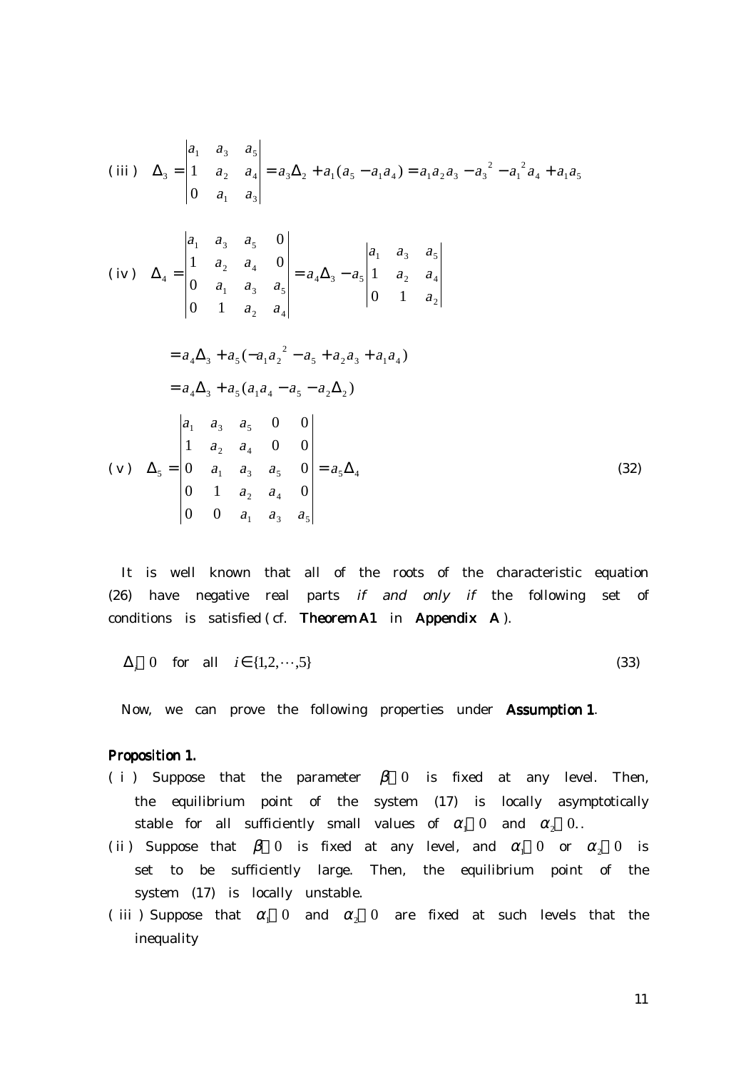(iii) $$\Delta_3 = \begin{vmatrix} a_1 & a_3 & a_5 \\ 1 & a_2 & a_4 \\ 0 & a_1 & a_3 \end{vmatrix} = a_3\Delta_2 + a_1(a_5 - a_1 a_4) = a_1 a_2 a_3 - a_3^{\ 2} - a_1^{\ 2} a_4 + a_1 a_5$$

(iv) $$\Delta_4 = \begin{vmatrix} a_1 & a_3 & a_5 & 0 \\ 1 & a_2 & a_4 & 0 \\ 0 & a_1 & a_3 & a_5 \\ 0 & 1 & a_2 & a_4 \end{vmatrix} = a_4\Delta_3 - a_5 \begin{vmatrix} a_1 & a_3 & a_5 \\ 1 & a_2 & a_4 \\ 0 & 1 & a_2 \end{vmatrix}$$

$$= a_4\Delta_3 + a_5(-a_1 a_2^{\ 2} - a_5 + a_2 a_3 + a_1 a_4)$$

$$= a_4\Delta_3 + a_5(a_1 a_4 - a_5 - a_2\Delta_2)$$

(v) $$\Delta_5 = \begin{vmatrix} a_1 & a_3 & a_5 & 0 & 0 \\ 1 & a_2 & a_4 & 0 & 0 \\ 0 & a_1 & a_3 & a_5 & 0 \\ 0 & 1 & a_2 & a_4 & 0 \\ 0 & 0 & a_1 & a_3 & a_5 \end{vmatrix} = a_5\Delta_4 \tag{32}$$

It is well known that all of the roots of the characteristic equation (26) have negative real parts *if and only if* the following set of conditions is satisfied (cf. **Theorem A1** in **Appendix A**).

$$\Delta_i > 0 \quad \text{for all} \quad i \in \{1, 2, \cdots, 5\} \tag{33}$$

Now, we can prove the following properties under **Assumption 1**.

**Proposition 1.**

(i) Suppose that the parameter $\beta > 0$ is fixed at any level. Then, the equilibrium point of the system (17) is locally asymptotically stable for all sufficiently small values of $\alpha_1 > 0$ and $\alpha_2 > 0$..

(ii) Suppose that $\beta > 0$ is fixed at any level, and $\alpha_1 > 0$ or $\alpha_2 > 0$ is set to be sufficiently large. Then, the equilibrium point of the system (17) is locally unstable.

(iii) Suppose that $\alpha_1 > 0$ and $\alpha_2 > 0$ are fixed at such levels that the inequality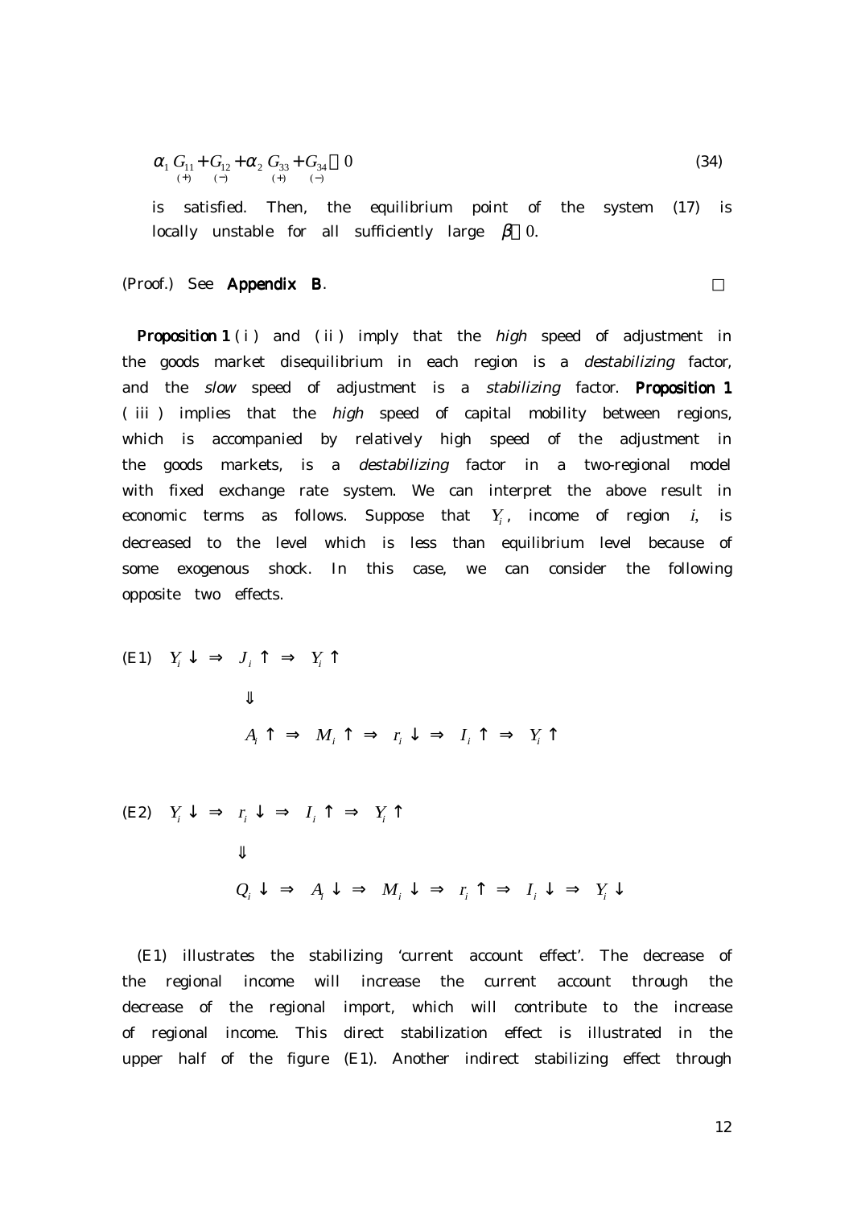$$\alpha_1 \underset{(+)}{G_{11}} + \underset{(-)}{G_{12}} + \alpha_2 \underset{(+)}{G_{33}} + \underset{(-)}{G_{34}} > 0 \tag{34}$$

is satisfied. Then, the equilibrium point of the system (17) is locally unstable for all sufficiently large $\beta > 0$.

(Proof.) See **Appendix B**. □

**Proposition 1** ( i ) and ( ii ) imply that the *high* speed of adjustment in the goods market disequilibrium in each region is a *destabilizing* factor, and the *slow* speed of adjustment is a *stabilizing* factor. **Proposition 1** ( iii ) implies that the *high* speed of capital mobility between regions, which is accompanied by relatively high speed of the adjustment in the goods markets, is a *destabilizing* factor in a two-regional model with fixed exchange rate system. We can interpret the above result in economic terms as follows. Suppose that $Y_i$, income of region $i$, is decreased to the level which is less than equilibrium level because of some exogenous shock. In this case, we can consider the following opposite two effects.

(E1) $Y_i \downarrow \;\Rightarrow\; J_i \uparrow \;\Rightarrow\; Y_i \uparrow$

$$\Downarrow$$

$$A_i \uparrow \;\Rightarrow\; M_i \uparrow \;\Rightarrow\; r_i \downarrow \;\Rightarrow\; I_i \uparrow \;\Rightarrow\; Y_i \uparrow$$

(E2) $Y_i \downarrow \;\Rightarrow\; r_i \downarrow \;\Rightarrow\; I_i \uparrow \;\Rightarrow\; Y_i \uparrow$

$$\Downarrow$$

$$Q_i \downarrow \;\Rightarrow\; A_i \downarrow \;\Rightarrow\; M_i \downarrow \;\Rightarrow\; r_i \uparrow \;\Rightarrow\; I_i \downarrow \;\Rightarrow\; Y_i \downarrow$$

(E1) illustrates the stabilizing 'current account effect'. The decrease of the regional income will increase the current account through the decrease of the regional import, which will contribute to the increase of regional income. This direct stabilization effect is illustrated in the upper half of the figure (E1). Another indirect stabilizing effect through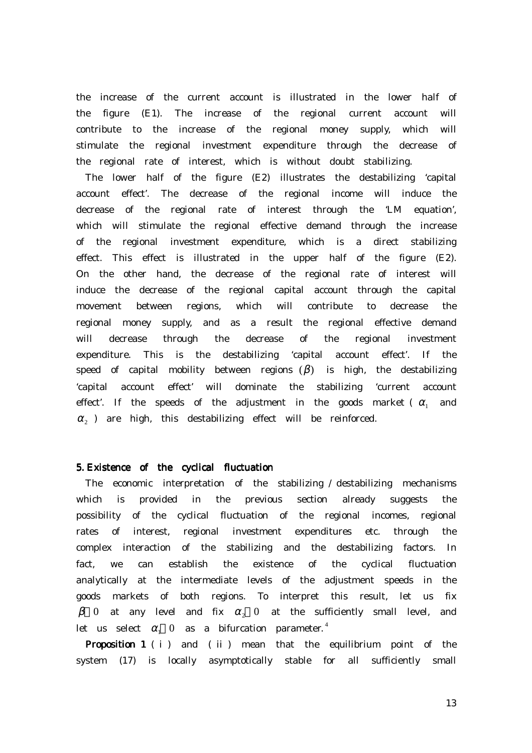the increase of the current account is illustrated in the lower half of the figure (E1). The increase of the regional current account will contribute to the increase of the regional money supply, which will stimulate the regional investment expenditure through the decrease of the regional rate of interest, which is without doubt stabilizing.

The lower half of the figure (E2) illustrates the destabilizing 'capital account effect'. The decrease of the regional income will induce the decrease of the regional rate of interest through the 'LM equation', which will stimulate the regional effective demand through the increase of the regional investment expenditure, which is a direct stabilizing effect. This effect is illustrated in the upper half of the figure (E2). On the other hand, the decrease of the regional rate of interest will induce the decrease of the regional capital account through the capital movement between regions, which will contribute to decrease the regional money supply, and as a result the regional effective demand will decrease through the decrease of the regional investment expenditure. This is the destabilizing 'capital account effect'. If the speed of capital mobility between regions ($\beta$) is high, the destabilizing 'capital account effect' will dominate the stabilizing 'current account effect'. If the speeds of the adjustment in the goods market ($\alpha_1$ and $\alpha_2$) are high, this destabilizing effect will be reinforced.

## 5. Existence of the cyclical fluctuation

The economic interpretation of the stabilizing / destabilizing mechanisms which is provided in the previous section already suggests the possibility of the cyclical fluctuation of the regional incomes, regional rates of interest, regional investment expenditures etc. through the complex interaction of the stabilizing and the destabilizing factors. In fact, we can establish the existence of the cyclical fluctuation analytically at the intermediate levels of the adjustment speeds in the goods markets of both regions. To interpret this result, let us fix $\beta > 0$ at any level and fix $\alpha_2 > 0$ at the sufficiently small level, and let us select $\alpha_1 > 0$ as a bifurcation parameter.[4]

**Proposition 1** (i) and (ii) mean that the equilibrium point of the system (17) is locally asymptotically stable for all sufficiently small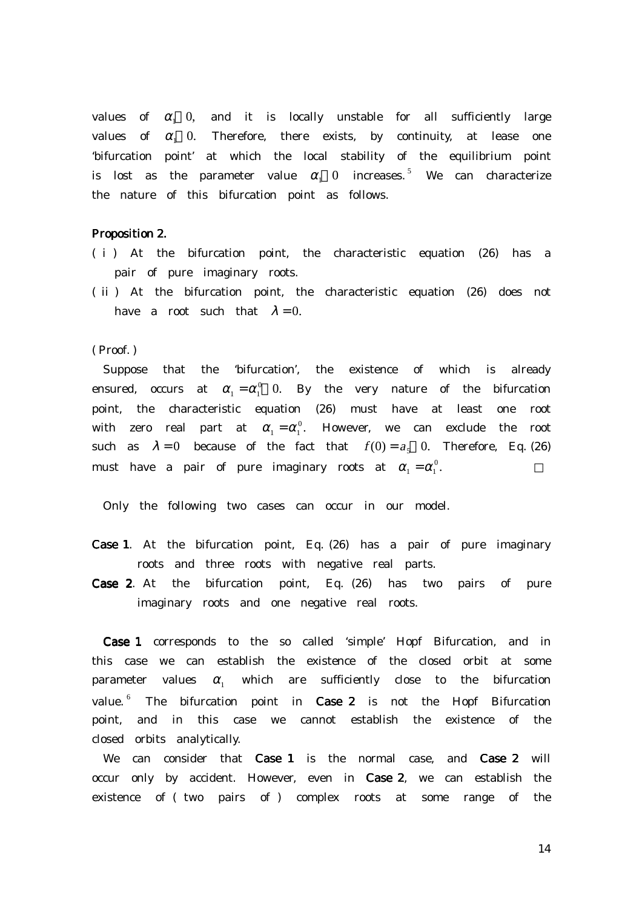values of $\alpha_1 > 0$, and it is locally unstable for all sufficiently large values of $\alpha_1 > 0$. Therefore, there exists, by continuity, at lease one 'bifurcation point' at which the local stability of the equilibrium point is lost as the parameter value $\alpha_1 > 0$ increases.[5] We can characterize the nature of this bifurcation point as follows.

**Proposition 2.**

( i ) At the bifurcation point, the characteristic equation (26) has a pair of pure imaginary roots.

( ii ) At the bifurcation point, the characteristic equation (26) does not have a root such that $\lambda = 0$.

( Proof. )

Suppose that the 'bifurcation', the existence of which is already ensured, occurs at $\alpha_1 = \alpha_1^0 > 0$. By the very nature of the bifurcation point, the characteristic equation (26) must have at least one root with zero real part at $\alpha_1 = \alpha_1^0$. However, we can exclude the root such as $\lambda = 0$ because of the fact that $f(0) = a_5 > 0$. Therefore, Eq. (26) must have a pair of pure imaginary roots at $\alpha_1 = \alpha_1^0$. □

Only the following two cases can occur in our model.

**Case 1**. At the bifurcation point, Eq. (26) has a pair of pure imaginary roots and three roots with negative real parts.

**Case 2**. At the bifurcation point, Eq. (26) has two pairs of pure imaginary roots and one negative real roots.

**Case 1** corresponds to the so called 'simple' Hopf Bifurcation, and in this case we can establish the existence of the closed orbit at some parameter values $\alpha_1$ which are sufficiently close to the bifurcation value.[6] The bifurcation point in **Case 2** is not the Hopf Bifurcation point, and in this case we cannot establish the existence of the closed orbits analytically.

We can consider that **Case 1** is the normal case, and **Case 2** will occur only by accident. However, even in **Case 2**, we can establish the existence of ( two pairs of ) complex roots at some range of the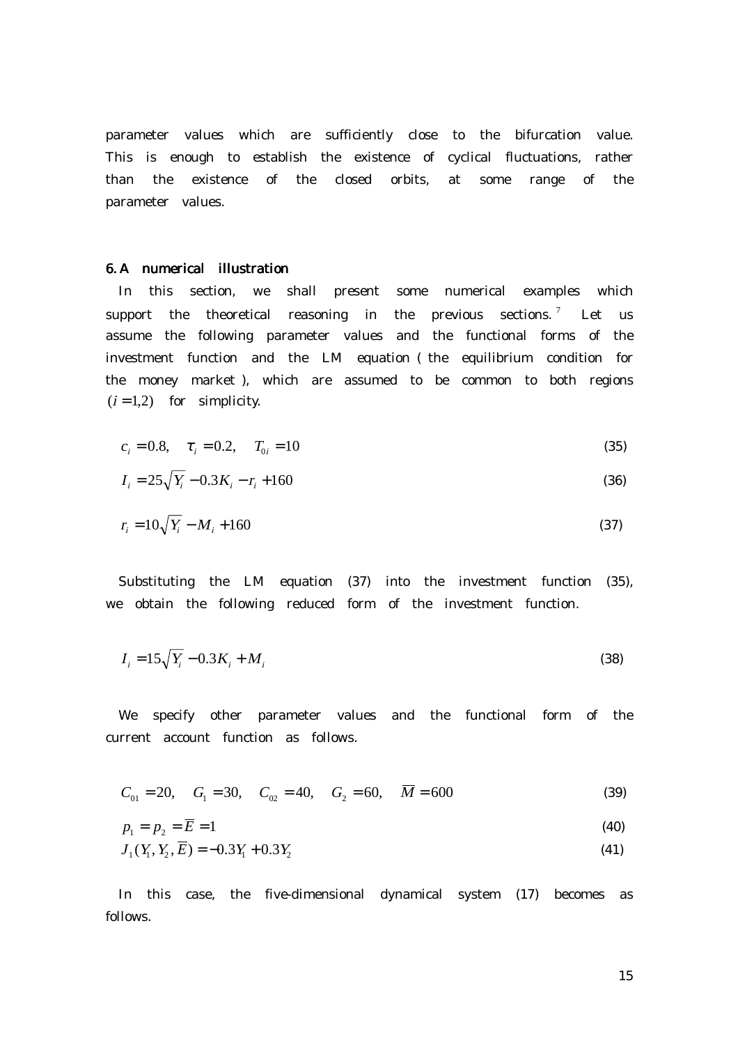parameter values which are sufficiently close to the bifurcation value. This is enough to establish the existence of cyclical fluctuations, rather than the existence of the closed orbits, at some range of the parameter values.

## 6. A numerical illustration

In this section, we shall present some numerical examples which support the theoretical reasoning in the previous sections.[7] Let us assume the following parameter values and the functional forms of the investment function and the LM equation ( the equilibrium condition for the money market ), which are assumed to be common to both regions $(i = 1,2)$ for simplicity.

$$c_i = 0.8, \quad \tau_i = 0.2, \quad T_{0i} = 10 \tag{35}$$

$$I_i = 25\sqrt{Y_i} - 0.3K_i - r_i + 160 \tag{36}$$

$$r_i = 10\sqrt{Y_i} - M_i + 160 \tag{37}$$

Substituting the LM equation (37) into the investment function (35), we obtain the following reduced form of the investment function.

$$I_i = 15\sqrt{Y_i} - 0.3K_i + M_i \tag{38}$$

We specify other parameter values and the functional form of the current account function as follows.

$$C_{01} = 20, \quad G_1 = 30, \quad C_{02} = 40, \quad G_2 = 60, \quad \overline{M} = 600 \tag{39}$$

$$p_1 = p_2 = \overline{E} = 1 \tag{40}$$

$$J_1(Y_1, Y_2, \overline{E}) = -0.3Y_1 + 0.3Y_2 \tag{41}$$

In this case, the five-dimensional dynamical system (17) becomes as follows.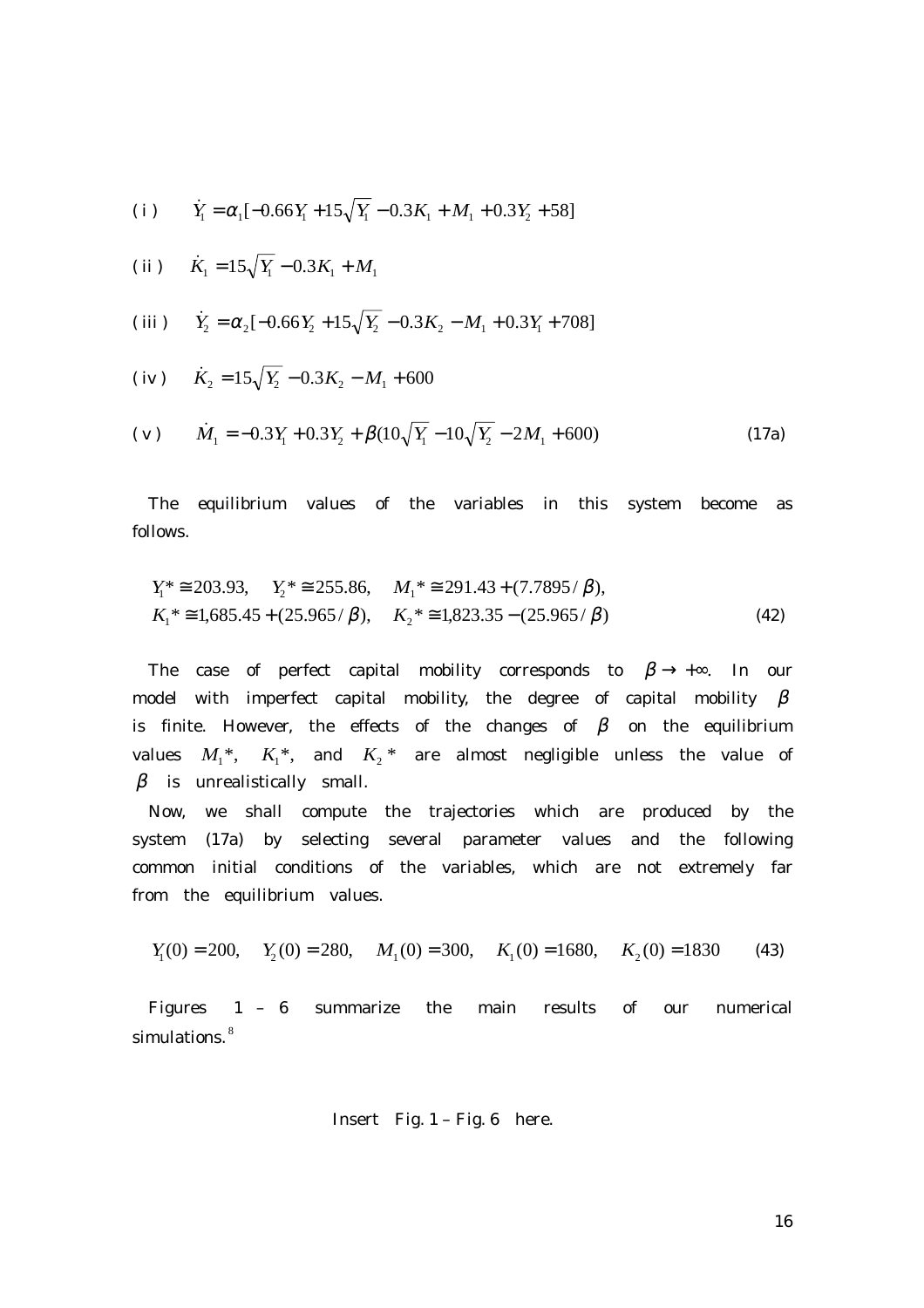$$\text{(i)} \quad \dot{Y}_1 = \alpha_1[-0.66Y_1 + 15\sqrt{Y_1} - 0.3K_1 + M_1 + 0.3Y_2 + 58]$$

$$\text{(ii)} \quad \dot{K}_1 = 15\sqrt{Y_1} - 0.3K_1 + M_1$$

$$\text{(iii)} \quad \dot{Y}_2 = \alpha_2[-0.66Y_2 + 15\sqrt{Y_2} - 0.3K_2 - M_1 + 0.3Y_1 + 708]$$

$$\text{(iv)} \quad \dot{K}_2 = 15\sqrt{Y_2} - 0.3K_2 - M_1 + 600$$

$$\text{(v)} \quad \dot{M}_1 = -0.3Y_1 + 0.3Y_2 + \beta(10\sqrt{Y_1} - 10\sqrt{Y_2} - 2M_1 + 600) \tag{17a}$$

The equilibrium values of the variables in this system become as follows.

$$\begin{aligned} &Y_1^* \cong 203.93, \quad Y_2^* \cong 255.86, \quad M_1^* \cong 291.43 + (7.7895/\beta), \\ &K_1^* \cong 1{,}685.45 + (25.965/\beta), \quad K_2^* \cong 1{,}823.35 - (25.965/\beta) \end{aligned} \tag{42}$$

The case of perfect capital mobility corresponds to $\beta \to +\infty$. In our model with imperfect capital mobility, the degree of capital mobility $\beta$ is finite. However, the effects of the changes of $\beta$ on the equilibrium values $M_1^*$, $K_1^*$, and $K_2^*$ are almost negligible unless the value of $\beta$ is unrealistically small.

Now, we shall compute the trajectories which are produced by the system (17a) by selecting several parameter values and the following common initial conditions of the variables, which are not extremely far from the equilibrium values.

$$Y_1(0) = 200, \quad Y_2(0) = 280, \quad M_1(0) = 300, \quad K_1(0) = 1680, \quad K_2(0) = 1830 \tag{43}$$

Figures 1 – 6 summarize the main results of our numerical simulations.[8]

Insert Fig. 1 – Fig. 6 here.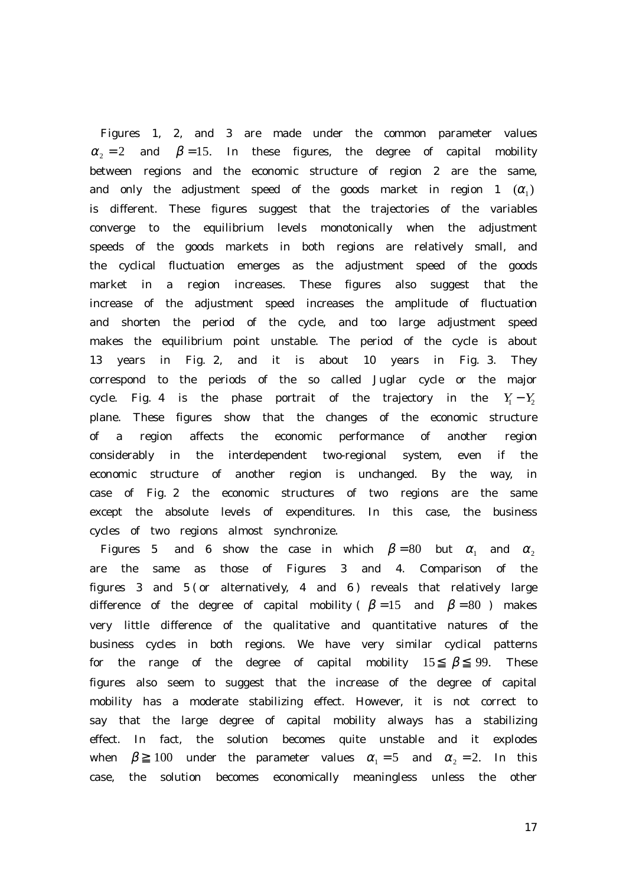Figures 1, 2, and 3 are made under the common parameter values $\alpha_2 = 2$ and $\beta = 15$. In these figures, the degree of capital mobility between regions and the economic structure of region 2 are the same, and only the adjustment speed of the goods market in region 1 $(\alpha_1)$ is different. These figures suggest that the trajectories of the variables converge to the equilibrium levels monotonically when the adjustment speeds of the goods markets in both regions are relatively small, and the cyclical fluctuation emerges as the adjustment speed of the goods market in a region increases. These figures also suggest that the increase of the adjustment speed increases the amplitude of fluctuation and shorten the period of the cycle, and too large adjustment speed makes the equilibrium point unstable. The period of the cycle is about 13 years in Fig. 2, and it is about 10 years in Fig. 3. They correspond to the periods of the so called Juglar cycle or the major cycle. Fig. 4 is the phase portrait of the trajectory in the $Y_1 - Y_2$ plane. These figures show that the changes of the economic structure of a region affects the economic performance of another region considerably in the interdependent two-regional system, even if the economic structure of another region is unchanged. By the way, in case of Fig. 2 the economic structures of two regions are the same except the absolute levels of expenditures. In this case, the business cycles of two regions almost synchronize.

Figures 5 and 6 show the case in which $\beta = 80$ but $\alpha_1$ and $\alpha_2$ are the same as those of Figures 3 and 4. Comparison of the figures 3 and 5 (or alternatively, 4 and 6) reveals that relatively large difference of the degree of capital mobility ( $\beta = 15$ and $\beta = 80$ ) makes very little difference of the qualitative and quantitative natures of the business cycles in both regions. We have very similar cyclical patterns for the range of the degree of capital mobility $15 \leqq \beta \leqq 99$. These figures also seem to suggest that the increase of the degree of capital mobility has a moderate stabilizing effect. However, it is not correct to say that the large degree of capital mobility always has a stabilizing effect. In fact, the solution becomes quite unstable and it explodes when $\beta \geqq 100$ under the parameter values $\alpha_1 = 5$ and $\alpha_2 = 2$. In this case, the solution becomes economically meaningless unless the other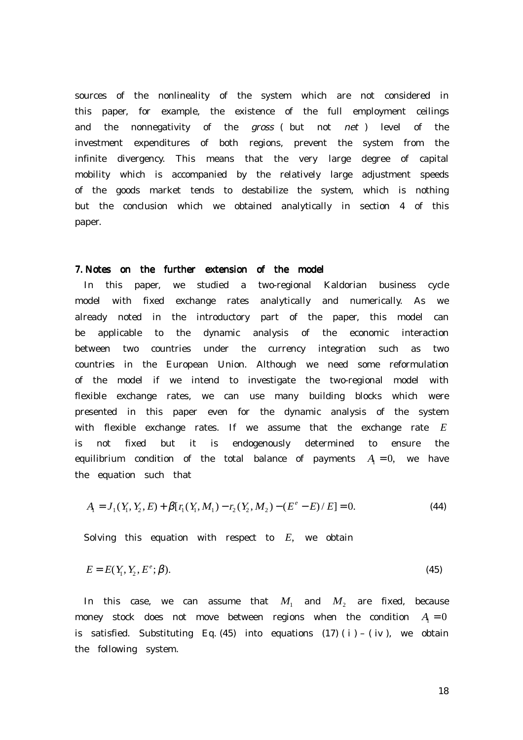sources of the nonlineality of the system which are not considered in this paper, for example, the existence of the full employment ceilings and the nonnegativity of the *gross* ( but not *net* ) level of the investment expenditures of both regions, prevent the system from the infinite divergency. This means that the very large degree of capital mobility which is accompanied by the relatively large adjustment speeds of the goods market tends to destabilize the system, which is nothing but the conclusion which we obtained analytically in section 4 of this paper.

## 7. Notes on the further extension of the model

In this paper, we studied a two-regional Kaldorian business cycle model with fixed exchange rates analytically and numerically. As we already noted in the introductory part of the paper, this model can be applicable to the dynamic analysis of the economic interaction between two countries under the currency integration such as two countries in the European Union. Although we need some reformulation of the model if we intend to investigate the two-regional model with flexible exchange rates, we can use many building blocks which were presented in this paper even for the dynamic analysis of the system with flexible exchange rates. If we assume that the exchange rate $E$ is not fixed but it is endogenously determined to ensure the equilibrium condition of the total balance of payments $A_1 = 0$, we have the equation such that

$$A_1 = J_1(Y_1, Y_2, E) + \beta[r_1(Y_1, M_1) - r_2(Y_2, M_2) - (E^e - E)/E] = 0. \tag{44}$$

Solving this equation with respect to $E$, we obtain

$$E = E(Y_1, Y_2, E^e; \beta). \tag{45}$$

In this case, we can assume that $M_1$ and $M_2$ are fixed, because money stock does not move between regions when the condition $A_1 = 0$ is satisfied. Substituting Eq. (45) into equations (17) ( i ) – ( iv ), we obtain the following system.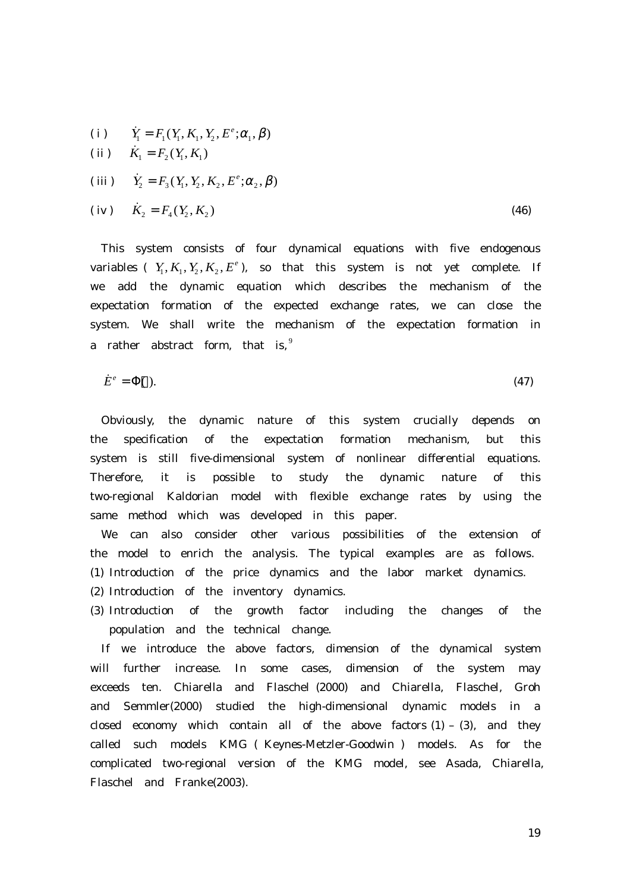$$
\begin{aligned}
&\text{(i)} \quad \dot{Y}_1 = F_1(Y_1, K_1, Y_2, E^e; \alpha_1, \beta) \\
&\text{(ii)} \quad \dot{K}_1 = F_2(Y_1, K_1) \\
&\text{(iii)} \quad \dot{Y}_2 = F_3(Y_1, Y_2, K_2, E^e; \alpha_2, \beta) \\
&\text{(iv)} \quad \dot{K}_2 = F_4(Y_2, K_2)
\end{aligned}
\tag{46}
$$

This system consists of four dynamical equations with five endogenous variables ( $Y_1, K_1, Y_2, K_2, E^e$ ), so that this system is not yet complete. If we add the dynamic equation which describes the mechanism of the expectation formation of the expected exchange rates, we can close the system. We shall write the mechanism of the expectation formation in a rather abstract form, that is,[9]

$$
\dot{E}^e = \Phi(\cdot). \tag{47}
$$

Obviously, the dynamic nature of this system crucially depends on the specification of the expectation formation mechanism, but this system is still five-dimensional system of nonlinear differential equations. Therefore, it is possible to study the dynamic nature of this two-regional Kaldorian model with flexible exchange rates by using the same method which was developed in this paper.

We can also consider other various possibilities of the extension of the model to enrich the analysis. The typical examples are as follows.

(1) Introduction of the price dynamics and the labor market dynamics.

(2) Introduction of the inventory dynamics.

(3) Introduction of the growth factor including the changes of the population and the technical change.

If we introduce the above factors, dimension of the dynamical system will further increase. In some cases, dimension of the system may exceeds ten. Chiarella and Flaschel (2000) and Chiarella, Flaschel, Groh and Semmler(2000) studied the high-dimensional dynamic models in a closed economy which contain all of the above factors (1) – (3), and they called such models KMG ( Keynes-Metzler-Goodwin ) models. As for the complicated two-regional version of the KMG model, see Asada, Chiarella, Flaschel and Franke(2003).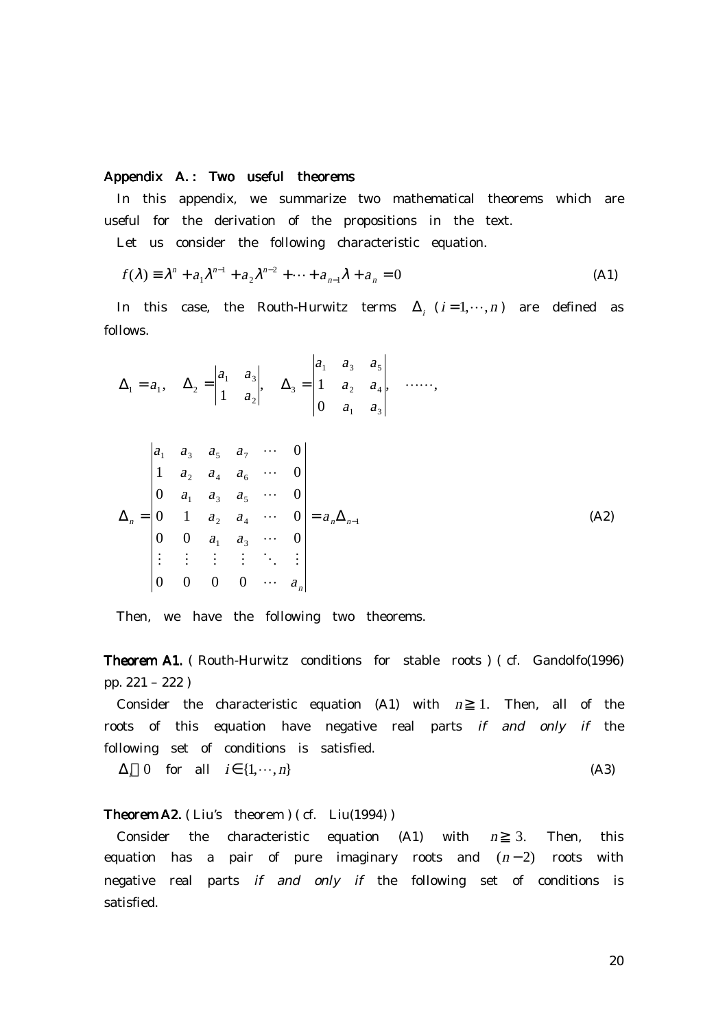## Appendix A. : Two useful theorems

In this appendix, we summarize two mathematical theorems which are useful for the derivation of the propositions in the text.

Let us consider the following characteristic equation.

$$f(\lambda) \equiv \lambda^n + a_1\lambda^{n-1} + a_2\lambda^{n-2} + \cdots + a_{n-1}\lambda + a_n = 0 \tag{A1}$$

In this case, the Routh-Hurwitz terms $\Delta_i$ ( $i = 1, \cdots, n$ ) are defined as follows.

$$\Delta_1 = a_1, \quad \Delta_2 = \begin{vmatrix} a_1 & a_3 \\ 1 & a_2 \end{vmatrix}, \quad \Delta_3 = \begin{vmatrix} a_1 & a_3 & a_5 \\ 1 & a_2 & a_4 \\ 0 & a_1 & a_3 \end{vmatrix}, \quad \cdots\cdots,$$

$$\Delta_n = \begin{vmatrix} a_1 & a_3 & a_5 & a_7 & \cdots & 0 \\ 1 & a_2 & a_4 & a_6 & \cdots & 0 \\ 0 & a_1 & a_3 & a_5 & \cdots & 0 \\ 0 & 1 & a_2 & a_4 & \cdots & 0 \\ 0 & 0 & a_1 & a_3 & \cdots & 0 \\ \vdots & \vdots & \vdots & \vdots & \ddots & \vdots \\ 0 & 0 & 0 & 0 & \cdots & a_n \end{vmatrix} = a_n \Delta_{n-1} \tag{A2}$$

Then, we have the following two theorems.

**Theorem A1.** ( Routh-Hurwitz conditions for stable roots ) ( cf. Gandolfo(1996) pp. 221 – 222 )

Consider the characteristic equation (A1) with $n \geqq 1$. Then, all of the roots of this equation have negative real parts *if and only if* the following set of conditions is satisfied.

$$\Delta_i > 0 \quad \text{for all} \quad i \in \{1, \cdots, n\} \tag{A3}$$

**Theorem A2.** ( Liu's theorem ) ( cf. Liu(1994) )

Consider the characteristic equation (A1) with $n \geqq 3$. Then, this equation has a pair of pure imaginary roots and $(n-2)$ roots with negative real parts *if and only if* the following set of conditions is satisfied.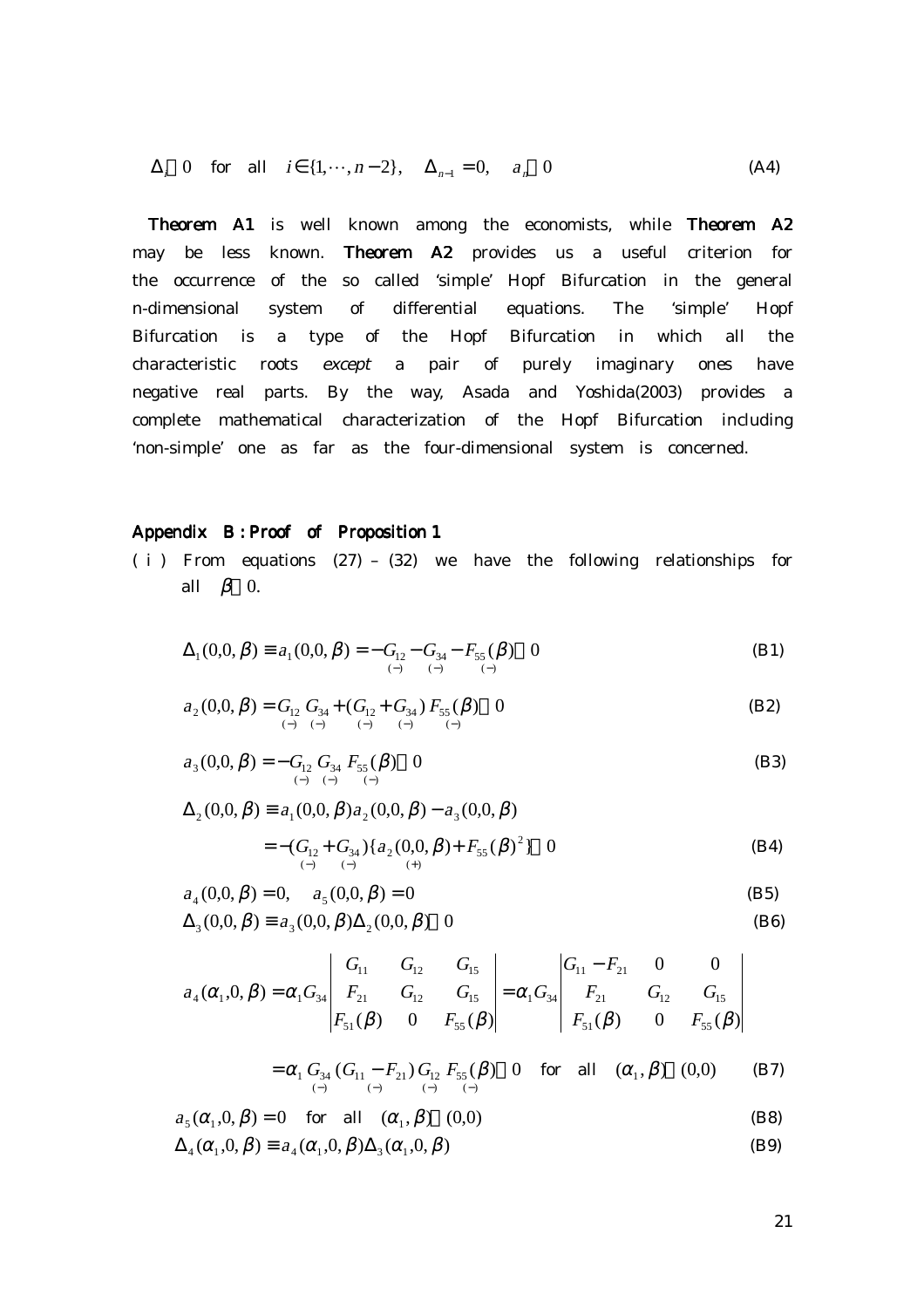$$\Delta_i > 0 \quad \text{for all} \quad i \in \{1, \cdots, n-2\}, \quad \Delta_{n-1} = 0, \quad a_n > 0 \tag{A4}$$

**Theorem A1** is well known among the economists, while **Theorem A2** may be less known. **Theorem A2** provides us a useful criterion for the occurrence of the so called 'simple' Hopf Bifurcation in the general n-dimensional system of differential equations. The 'simple' Hopf Bifurcation is a type of the Hopf Bifurcation in which all the characteristic roots *except* a pair of purely imaginary ones have negative real parts. By the way, Asada and Yoshida(2003) provides a complete mathematical characterization of the Hopf Bifurcation including 'non-simple' one as far as the four-dimensional system is concerned.

## Appendix B : Proof of Proposition 1

( i ) From equations (27) – (32) we have the following relationships for all $\beta > 0$.

$$\Delta_1(0,0,\beta) \equiv a_1(0,0,\beta) = -\underset{(-)}{G_{12}} - \underset{(-)}{G_{34}} - \underset{(-)}{F_{55}(\beta)} > 0 \tag{B1}$$

$$a_2(0,0,\beta) = \underset{(-)}{G_{12}}\,\underset{(-)}{G_{34}} + (\underset{(-)}{G_{12}} + \underset{(-)}{G_{34}})\,\underset{(-)}{F_{55}(\beta)} > 0 \tag{B2}$$

$$a_3(0,0,\beta) = -\underset{(-)}{G_{12}}\,\underset{(-)}{G_{34}}\,\underset{(-)}{F_{55}(\beta)} > 0 \tag{B3}$$

$$\begin{aligned}\Delta_2(0,0,\beta) &\equiv a_1(0,0,\beta)a_2(0,0,\beta) - a_3(0,0,\beta) \\ &= -(\underset{(-)}{G_{12}} + \underset{(-)}{G_{34}})\{\underset{(+)}{a_2(0,0,\beta)} + F_{55}(\beta)^2\} > 0\end{aligned} \tag{B4}$$

$$a_4(0,0,\beta) = 0, \quad a_5(0,0,\beta) = 0 \tag{B5}$$

$$\Delta_3(0,0,\beta) \equiv a_3(0,0,\beta)\Delta_2(0,0,\beta) > 0 \tag{B6}$$

$$a_4(\alpha_1,0,\beta) = \alpha_1 G_{34}\begin{vmatrix} G_{11} & G_{12} & G_{15} \\ F_{21} & G_{12} & G_{15} \\ F_{51}(\beta) & 0 & F_{55}(\beta)\end{vmatrix} = \alpha_1 G_{34}\begin{vmatrix} G_{11} - F_{21} & 0 & 0 \\ F_{21} & G_{12} & G_{15} \\ F_{51}(\beta) & 0 & F_{55}(\beta)\end{vmatrix}$$

$$= \alpha_1\,\underset{(-)}{G_{34}}\,(\underset{(-)}{G_{11} - F_{21}})\,\underset{(-)}{G_{12}}\,\underset{(-)}{F_{55}(\beta)} > 0 \quad \text{for all} \quad (\alpha_1, \beta) > (0,0) \tag{B7}$$

$$a_5(\alpha_1,0,\beta) = 0 \quad \text{for all} \quad (\alpha_1, \beta) > (0,0) \tag{B8}$$

$$\Delta_4(\alpha_1,0,\beta) \equiv a_4(\alpha_1,0,\beta)\Delta_3(\alpha_1,0,\beta) \tag{B9}$$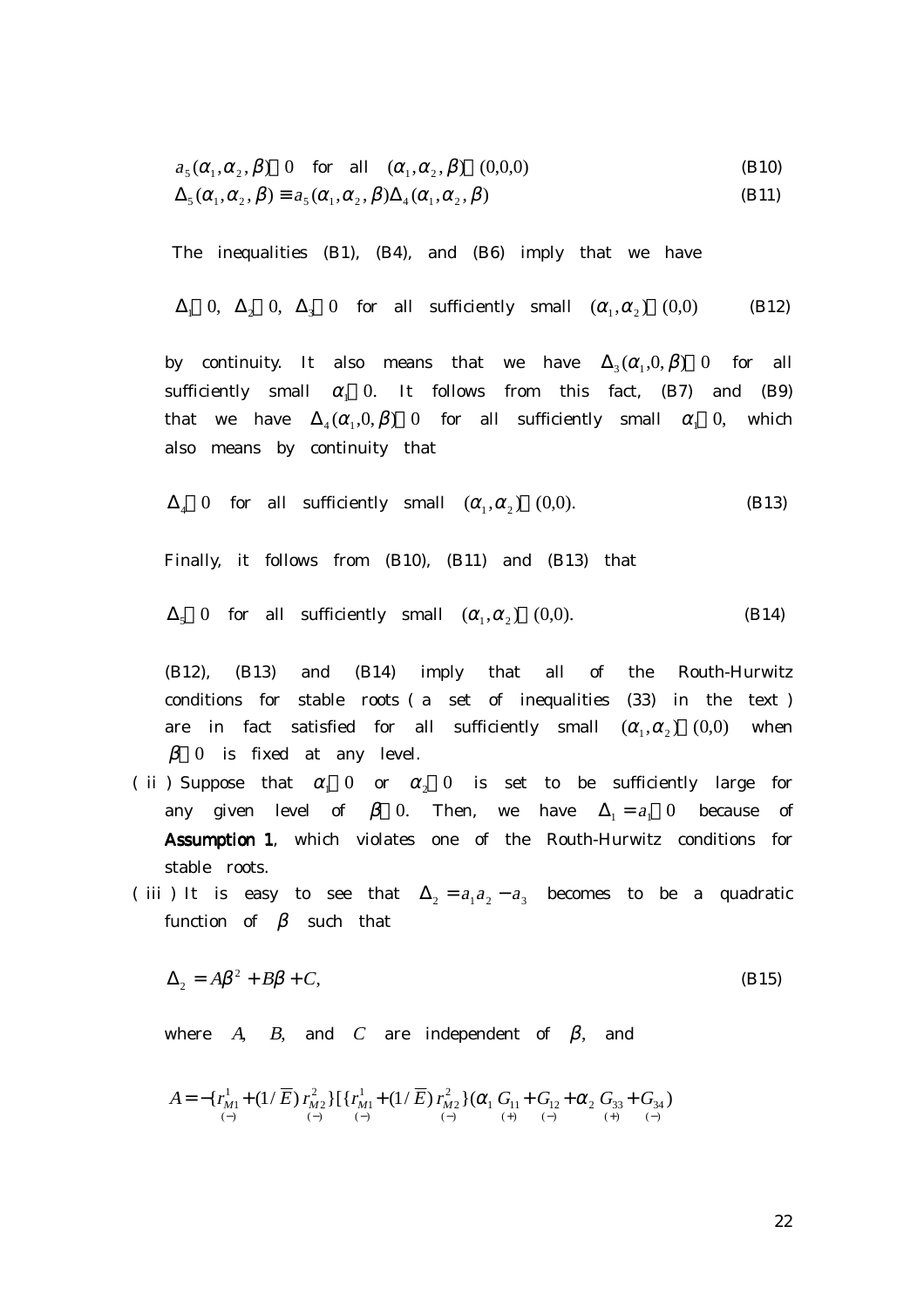$$a_5(\alpha_1, \alpha_2, \beta) > 0 \quad \text{for all} \quad (\alpha_1, \alpha_2, \beta) \geq (0,0,0) \tag{B10}$$

$$\Delta_5(\alpha_1, \alpha_2, \beta) \equiv a_5(\alpha_1, \alpha_2, \beta)\Delta_4(\alpha_1, \alpha_2, \beta) \tag{B11}$$

The inequalities (B1), (B4), and (B6) imply that we have

$$\Delta_1 > 0, \ \ \Delta_2 > 0, \ \ \Delta_3 > 0 \quad \text{for all sufficiently small} \quad (\alpha_1, \alpha_2) \geq (0,0) \tag{B12}$$

by continuity. It also means that we have $\Delta_3(\alpha_1, 0, \beta) > 0$ for all sufficiently small $\alpha_1 > 0$. It follows from this fact, (B7) and (B9) that we have $\Delta_4(\alpha_1, 0, \beta) > 0$ for all sufficiently small $\alpha_1 > 0$, which also means by continuity that

$$\Delta_4 > 0 \quad \text{for all sufficiently small} \quad (\alpha_1, \alpha_2) \geq (0,0). \tag{B13}$$

Finally, it follows from (B10), (B11) and (B13) that

$$\Delta_5 > 0 \quad \text{for all sufficiently small} \quad (\alpha_1, \alpha_2) \geq (0,0). \tag{B14}$$

(B12), (B13) and (B14) imply that all of the Routh-Hurwitz conditions for stable roots ( a set of inequalities (33) in the text ) are in fact satisfied for all sufficiently small $(\alpha_1, \alpha_2) \geq (0,0)$ when $\beta > 0$ is fixed at any level.

( ii ) Suppose that $\alpha_1 > 0$ or $\alpha_2 > 0$ is set to be sufficiently large for any given level of $\beta > 0$. Then, we have $\Delta_1 = a_1 < 0$ because of **Assumption 1**, which violates one of the Routh-Hurwitz conditions for stable roots.

( iii ) It is easy to see that $\Delta_2 = a_1 a_2 - a_3$ becomes to be a quadratic function of $\beta$ such that

$$\Delta_2 = A\beta^2 + B\beta + C, \tag{B15}$$

where $A$, $B$, and $C$ are independent of $\beta$, and

$$A = -\{\underset{(-)}{r_{M1}^1} + (1/\overline{E})\underset{(-)}{r_{M2}^2}\}[\{\underset{(-)}{r_{M1}^1} + (1/\overline{E})\underset{(-)}{r_{M2}^2}\}(\alpha_1 \underset{(+)}{G_{11}} + \underset{(-)}{G_{12}} + \alpha_2 \underset{(+)}{G_{33}} + \underset{(-)}{G_{34}})$$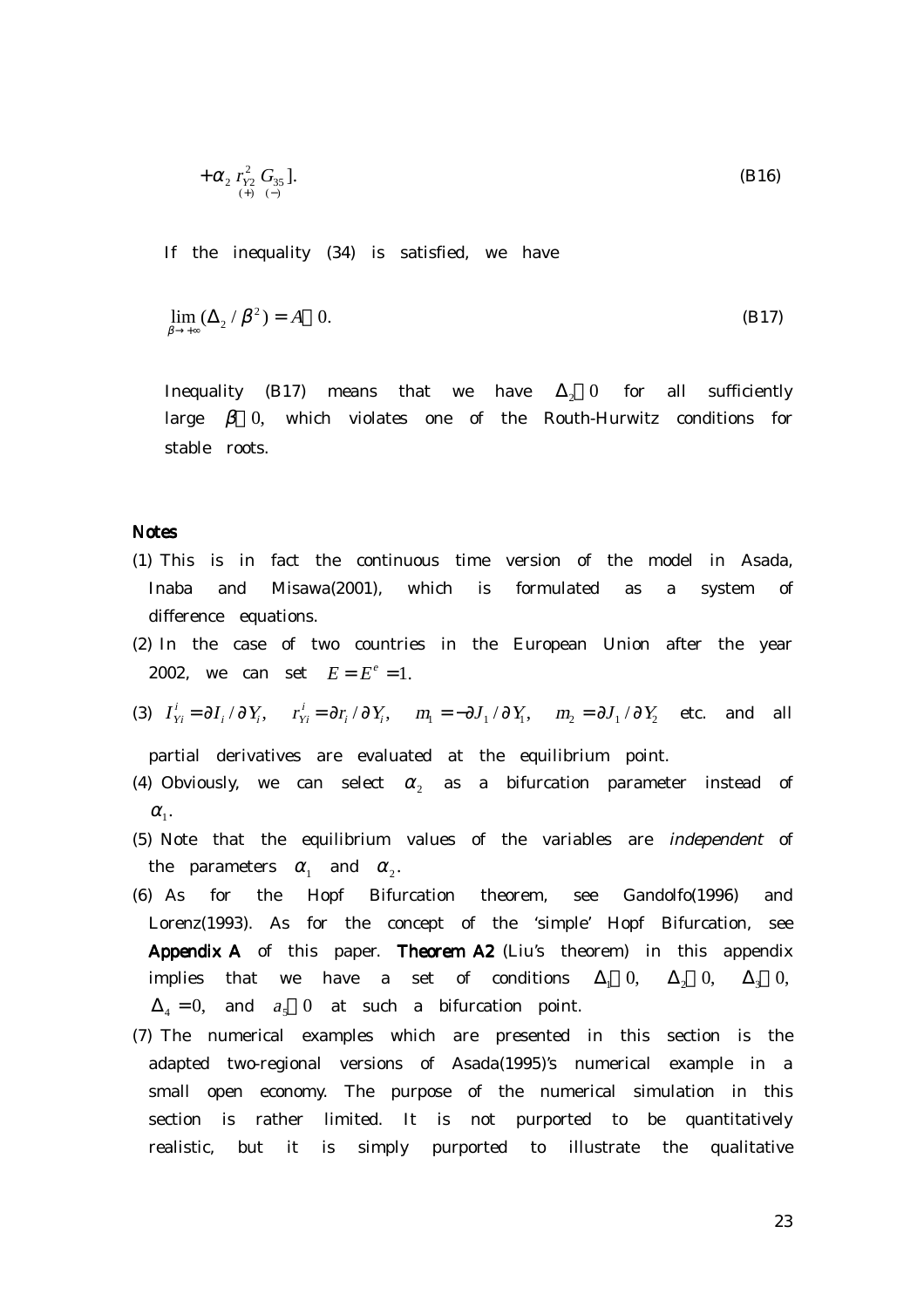$$+\alpha_2 \underset{(+)}{r_{Y2}^2} \underset{(-)}{G_{35}}]. \tag{B16}$$

If the inequality (34) is satisfied, we have

$$\lim_{\beta \to +\infty} (\Delta_2 / \beta^2) = A < 0. \tag{B17}$$

Inequality (B17) means that we have $\Delta_2 < 0$ for all sufficiently large $\beta > 0$, which violates one of the Routh-Hurwitz conditions for stable roots.

## Notes

(1) This is in fact the continuous time version of the model in Asada, Inaba and Misawa(2001), which is formulated as a system of difference equations.

(2) In the case of two countries in the European Union after the year 2002, we can set $E = E^e = 1$.

(3) $I_{Yi}^i = \partial I_i / \partial Y_i$, $r_{Yi}^i = \partial r_i / \partial Y_i$, $m_1 = -\partial J_1 / \partial Y_1$, $m_2 = \partial J_1 / \partial Y_2$ etc. and all partial derivatives are evaluated at the equilibrium point.

(4) Obviously, we can select $\alpha_2$ as a bifurcation parameter instead of $\alpha_1$.

(5) Note that the equilibrium values of the variables are *independent* of the parameters $\alpha_1$ and $\alpha_2$.

(6) As for the Hopf Bifurcation theorem, see Gandolfo(1996) and Lorenz(1993). As for the concept of the 'simple' Hopf Bifurcation, see **Appendix A** of this paper. **Theorem A2** (Liu's theorem) in this appendix implies that we have a set of conditions $\Delta_1 > 0$, $\Delta_2 > 0$, $\Delta_3 > 0$, $\Delta_4 = 0$, and $a_5 > 0$ at such a bifurcation point.

(7) The numerical examples which are presented in this section is the adapted two-regional versions of Asada(1995)'s numerical example in a small open economy. The purpose of the numerical simulation in this section is rather limited. It is not purported to be quantitatively realistic, but it is simply purported to illustrate the qualitative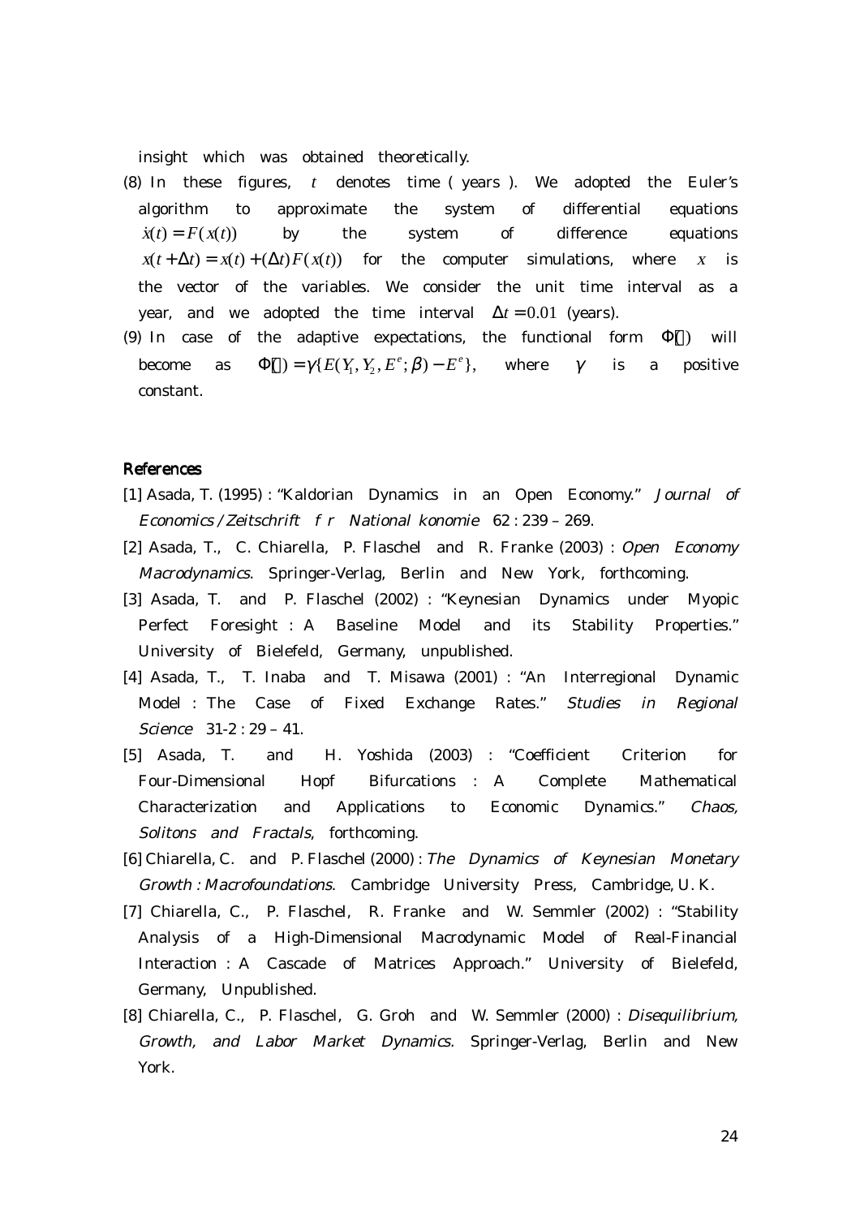insight which was obtained theoretically.

(8) In these figures, $t$ denotes time ( years ). We adopted the Euler's algorithm to approximate the system of differential equations $\dot{x}(t) = F(x(t))$ by the system of difference equations $x(t+\Delta t) = x(t) + (\Delta t)F(x(t))$ for the computer simulations, where $x$ is the vector of the variables. We consider the unit time interval as a year, and we adopted the time interval $\Delta t = 0.01$ (years).

(9) In case of the adaptive expectations, the functional form $\Phi[\cdot]$ will become as $\Phi[\cdot] = \gamma\{E(Y_1, Y_2, E^e; \beta) - E^e\}$, where $\gamma$ is a positive constant.

## References

[1] Asada, T. (1995) : "Kaldorian Dynamics in an Open Economy." *Journal of Economics / Zeitschrift f r National konomie* 62 : 239 – 269.

[2] Asada, T., C. Chiarella, P. Flaschel and R. Franke (2003) : *Open Economy Macrodynamics*. Springer-Verlag, Berlin and New York, forthcoming.

[3] Asada, T. and P. Flaschel (2002) : "Keynesian Dynamics under Myopic Perfect Foresight : A Baseline Model and its Stability Properties." University of Bielefeld, Germany, unpublished.

[4] Asada, T., T. Inaba and T. Misawa (2001) : "An Interregional Dynamic Model : The Case of Fixed Exchange Rates." *Studies in Regional Science* 31-2 : 29 – 41.

[5] Asada, T. and H. Yoshida (2003) : "Coefficient Criterion for Four-Dimensional Hopf Bifurcations : A Complete Mathematical Characterization and Applications to Economic Dynamics." *Chaos, Solitons and Fractals*, forthcoming.

[6] Chiarella, C. and P. Flaschel (2000) : *The Dynamics of Keynesian Monetary Growth : Macrofoundations*. Cambridge University Press, Cambridge, U. K.

[7] Chiarella, C., P. Flaschel, R. Franke and W. Semmler (2002) : "Stability Analysis of a High-Dimensional Macrodynamic Model of Real-Financial Interaction : A Cascade of Matrices Approach." University of Bielefeld, Germany, Unpublished.

[8] Chiarella, C., P. Flaschel, G. Groh and W. Semmler (2000) : *Disequilibrium, Growth, and Labor Market Dynamics.* Springer-Verlag, Berlin and New York.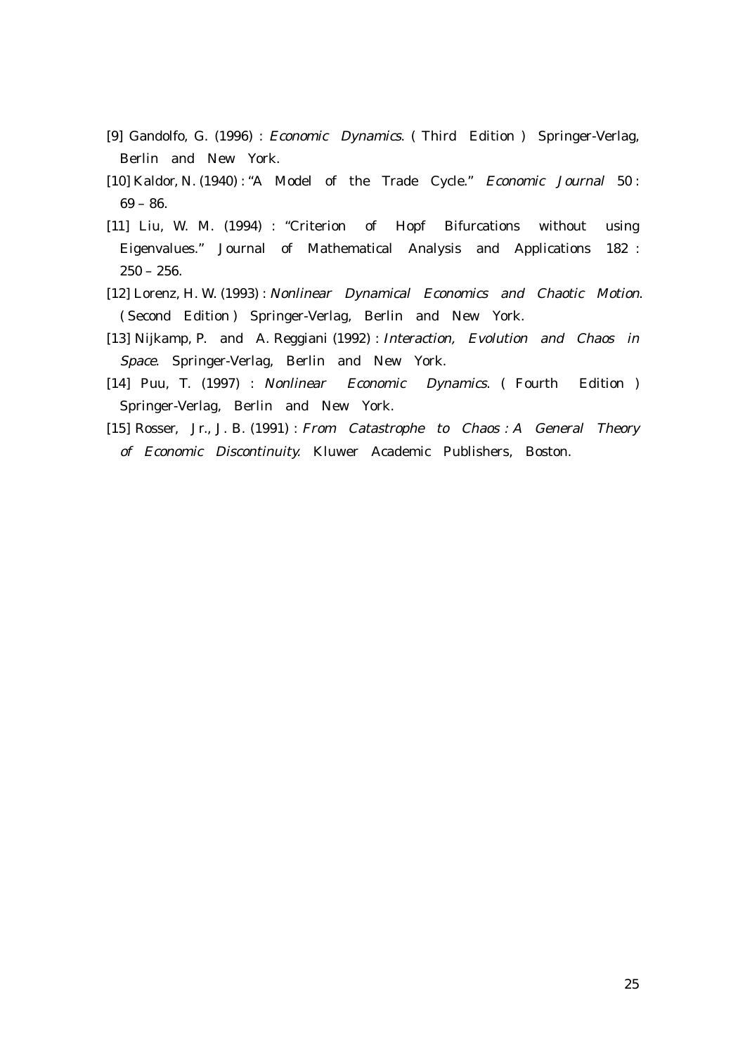[9] Gandolfo, G. (1996) : *Economic Dynamics*. ( Third Edition ) Springer-Verlag, Berlin and New York.

[10] Kaldor, N. (1940) : "A Model of the Trade Cycle." *Economic Journal* 50 : 69 – 86.

[11] Liu, W. M. (1994) : "Criterion of Hopf Bifurcations without using Eigenvalues." Journal of Mathematical Analysis and Applications 182 : 250 – 256.

[12] Lorenz, H. W. (1993) : *Nonlinear Dynamical Economics and Chaotic Motion*. ( Second Edition ) Springer-Verlag, Berlin and New York.

[13] Nijkamp, P. and A. Reggiani (1992) : *Interaction, Evolution and Chaos in Space*. Springer-Verlag, Berlin and New York.

[14] Puu, T. (1997) : *Nonlinear Economic Dynamics*. ( Fourth Edition ) Springer-Verlag, Berlin and New York.

[15] Rosser, Jr., J. B. (1991) : *From Catastrophe to Chaos : A General Theory of Economic Discontinuity.* Kluwer Academic Publishers, Boston.